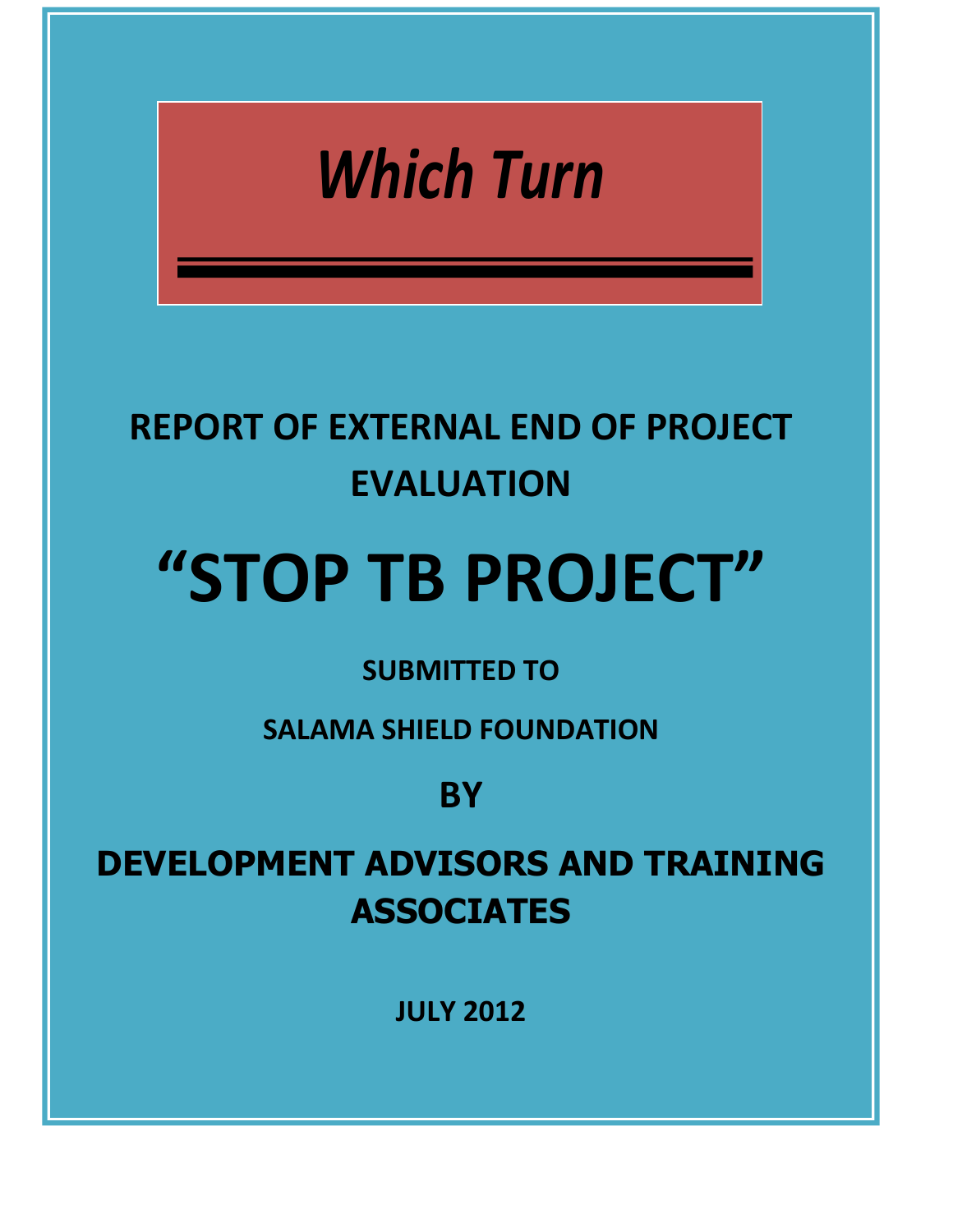*Which Turn*

# REPORT OF EXTERNAL END OF PROJECT EVALUATION

# "STOP TB PROJECT"

**SUBMITTED TO**

**SALAMA SHIELD FOUNDATION**

**BY**

**DEVELOPMENT ADVISORS AND TRAINING ASSOCIATES**

**JULY 2012**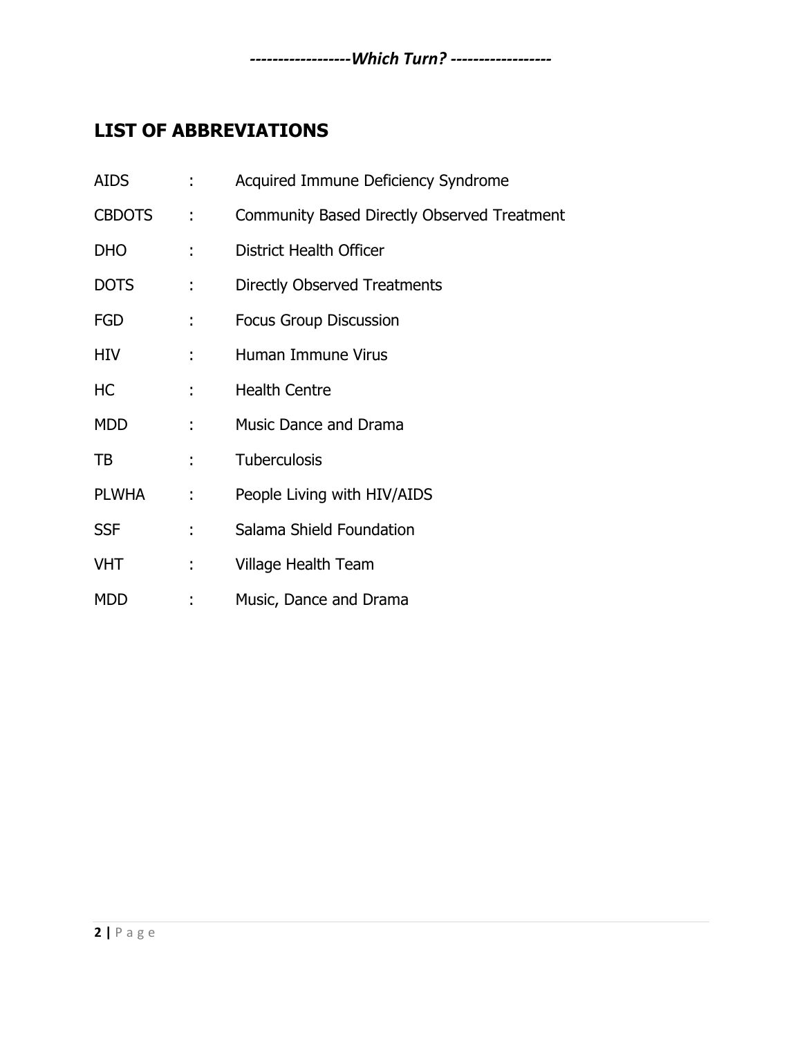## LIST OF ABBREVIATIONS

| | | |
|---|---|---|
| AIDS | : | Acquired Immune Deficiency Syndrome |
| CBDOTS | : | Community Based Directly Observed Treatment |
| DHO | : | District Health Officer |
| DOTS | : | Directly Observed Treatments |
| FGD | : | Focus Group Discussion |
| HIV | : | Human Immune Virus |
| HC | : | Health Centre |
| MDD | : | Music Dance and Drama |
| TB | : | Tuberculosis |
| PLWHA | : | People Living with HIV/AIDS |
| SSF | : | Salama Shield Foundation |
| VHT | : | Village Health Team |
| MDD | : | Music, Dance and Drama |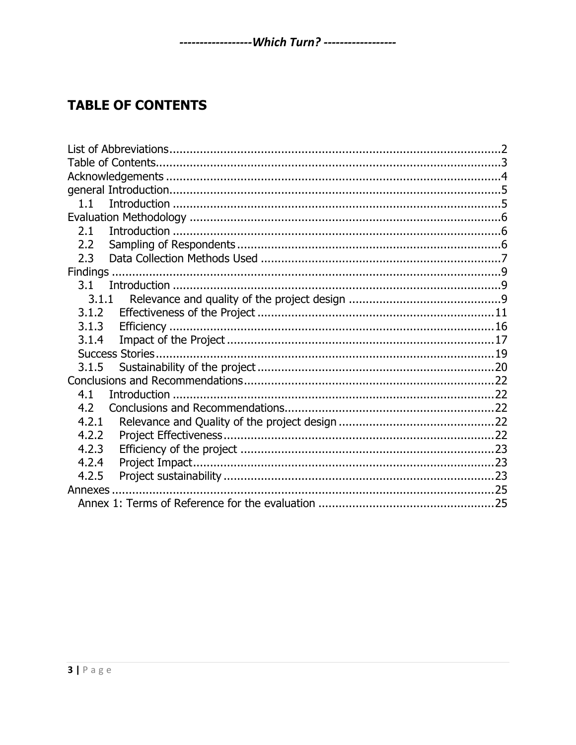# TABLE OF CONTENTS

List of Abbreviations....................................................................................................2
Table of Contents.........................................................................................................3
Acknowledgements .....................................................................................................4
general Introduction.....................................................................................................5
1.1 Introduction ..........................................................................................................5
Evaluation Methodology ..............................................................................................6
2.1 Introduction ..........................................................................................................6
2.2 Sampling of Respondents .....................................................................................6
2.3 Data Collection Methods Used ..............................................................................7
Findings ......................................................................................................................9
3.1 Introduction ..........................................................................................................9
3.1.1 Relevance and quality of the project design ......................................................9
3.1.2 Effectiveness of the Project ..............................................................................11
3.1.3 Efficiency ..........................................................................................................16
3.1.4 Impact of the Project .........................................................................................17
Success Stories .........................................................................................................19
3.1.5 Sustainability of the project ...............................................................................20
Conclusions and Recommendations ..........................................................................22
4.1 Introduction ........................................................................................................22
4.2 Conclusions and Recommendations ....................................................................22
4.2.1 Relevance and Quality of the project design .....................................................22
4.2.2 Project Effectiveness .........................................................................................22
4.2.3 Efficiency of the project .....................................................................................23
4.2.4 Project Impact ...................................................................................................23
4.2.5 Project sustainability .........................................................................................23
Annexes ......................................................................................................................25
Annex 1: Terms of Reference for the evaluation .........................................................25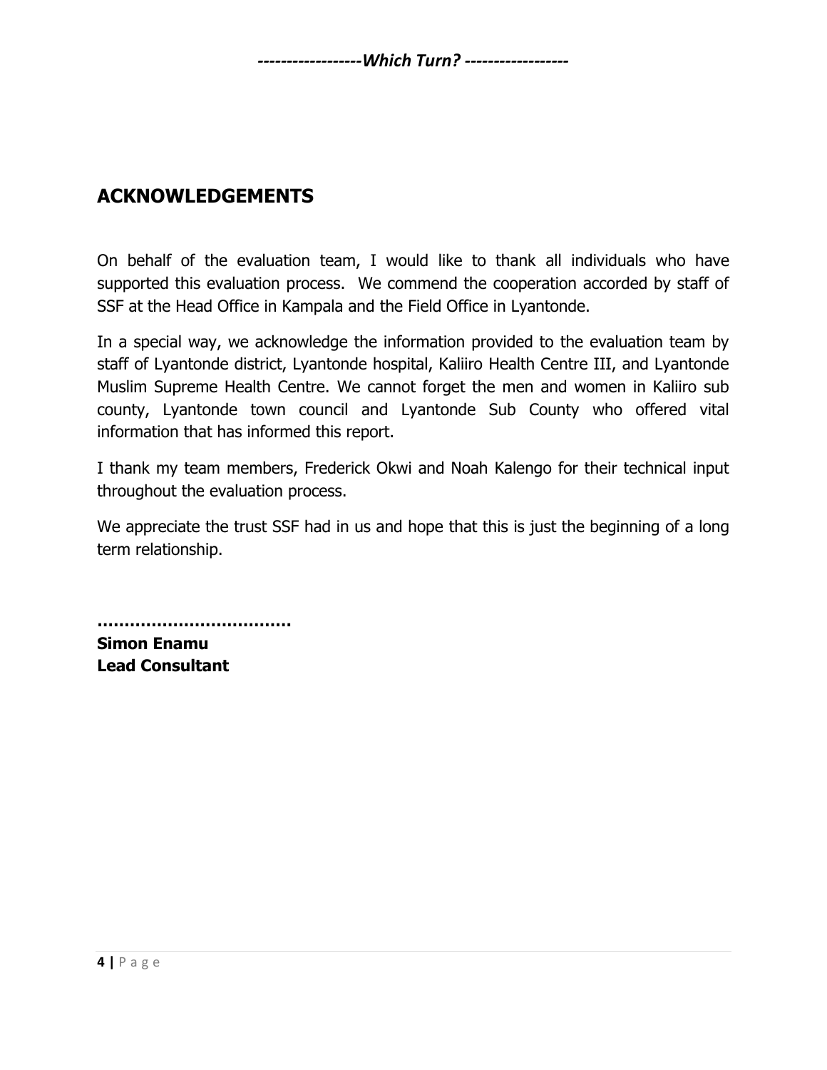## ACKNOWLEDGEMENTS

On behalf of the evaluation team, I would like to thank all individuals who have supported this evaluation process. We commend the cooperation accorded by staff of SSF at the Head Office in Kampala and the Field Office in Lyantonde.

In a special way, we acknowledge the information provided to the evaluation team by staff of Lyantonde district, Lyantonde hospital, Kaliiro Health Centre III, and Lyantonde Muslim Supreme Health Centre. We cannot forget the men and women in Kaliiro sub county, Lyantonde town council and Lyantonde Sub County who offered vital information that has informed this report.

I thank my team members, Frederick Okwi and Noah Kalengo for their technical input throughout the evaluation process.

We appreciate the trust SSF had in us and hope that this is just the beginning of a long term relationship.

**……………………………**
**Simon Enamu**
**Lead Consultant**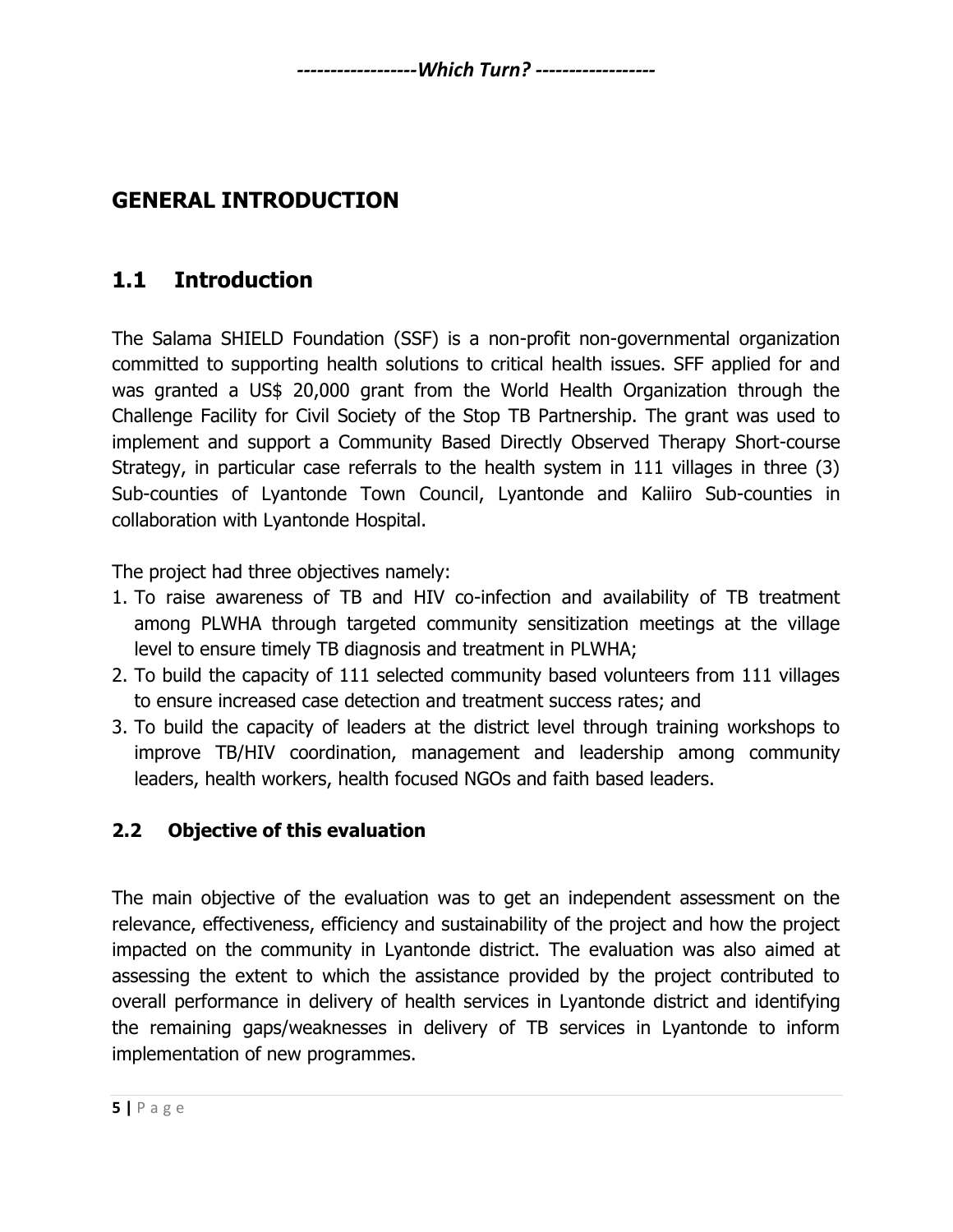# GENERAL INTRODUCTION

## 1.1 Introduction

The Salama SHIELD Foundation (SSF) is a non-profit non-governmental organization committed to supporting health solutions to critical health issues. SFF applied for and was granted a US$ 20,000 grant from the World Health Organization through the Challenge Facility for Civil Society of the Stop TB Partnership. The grant was used to implement and support a Community Based Directly Observed Therapy Short-course Strategy, in particular case referrals to the health system in 111 villages in three (3) Sub-counties of Lyantonde Town Council, Lyantonde and Kaliiro Sub-counties in collaboration with Lyantonde Hospital.

The project had three objectives namely:

1. To raise awareness of TB and HIV co-infection and availability of TB treatment among PLWHA through targeted community sensitization meetings at the village level to ensure timely TB diagnosis and treatment in PLWHA;
2. To build the capacity of 111 selected community based volunteers from 111 villages to ensure increased case detection and treatment success rates; and
3. To build the capacity of leaders at the district level through training workshops to improve TB/HIV coordination, management and leadership among community leaders, health workers, health focused NGOs and faith based leaders.

### 2.2 Objective of this evaluation

The main objective of the evaluation was to get an independent assessment on the relevance, effectiveness, efficiency and sustainability of the project and how the project impacted on the community in Lyantonde district. The evaluation was also aimed at assessing the extent to which the assistance provided by the project contributed to overall performance in delivery of health services in Lyantonde district and identifying the remaining gaps/weaknesses in delivery of TB services in Lyantonde to inform implementation of new programmes.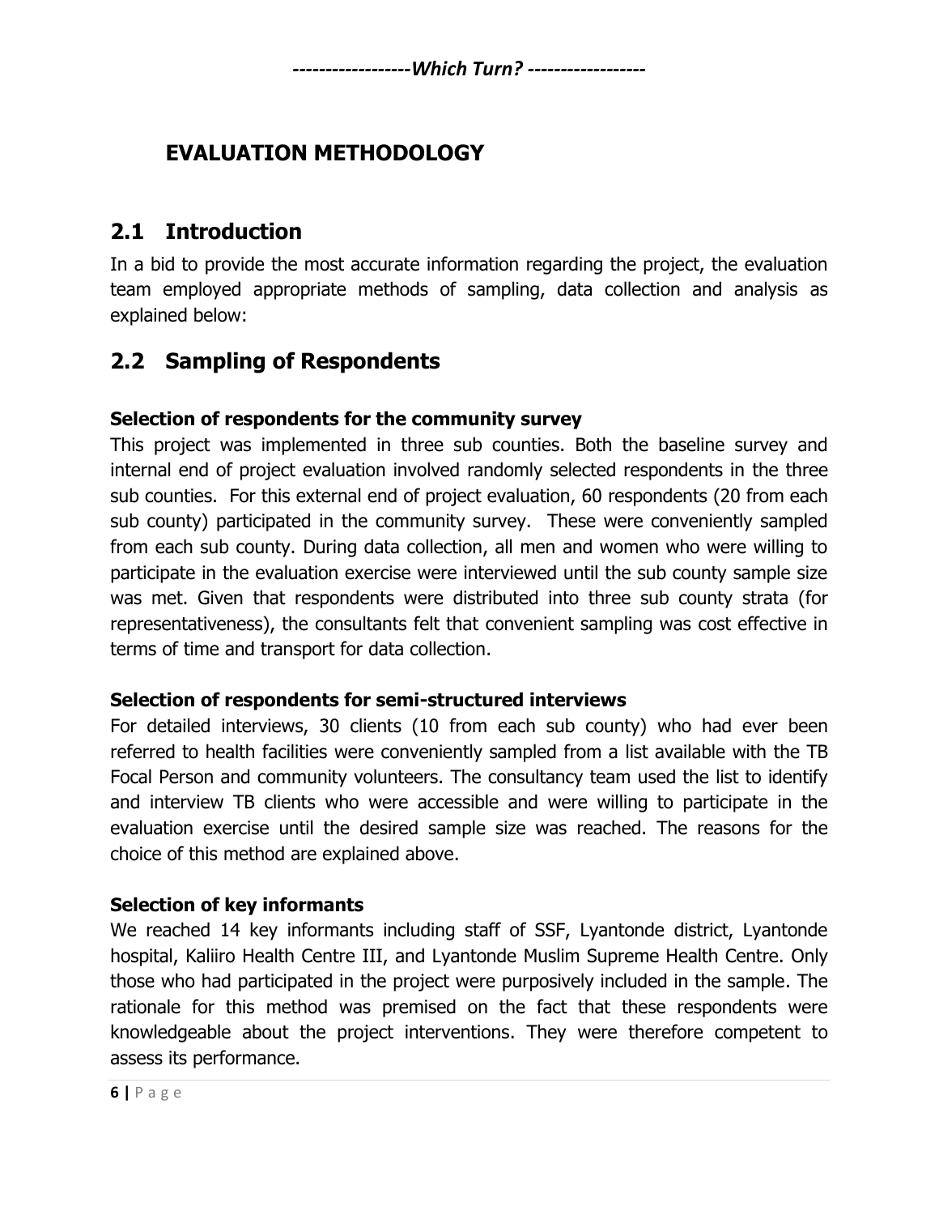# EVALUATION METHODOLOGY

## 2.1 Introduction

In a bid to provide the most accurate information regarding the project, the evaluation team employed appropriate methods of sampling, data collection and analysis as explained below:

## 2.2 Sampling of Respondents

### Selection of respondents for the community survey

This project was implemented in three sub counties. Both the baseline survey and internal end of project evaluation involved randomly selected respondents in the three sub counties. For this external end of project evaluation, 60 respondents (20 from each sub county) participated in the community survey. These were conveniently sampled from each sub county. During data collection, all men and women who were willing to participate in the evaluation exercise were interviewed until the sub county sample size was met. Given that respondents were distributed into three sub county strata (for representativeness), the consultants felt that convenient sampling was cost effective in terms of time and transport for data collection.

### Selection of respondents for semi-structured interviews

For detailed interviews, 30 clients (10 from each sub county) who had ever been referred to health facilities were conveniently sampled from a list available with the TB Focal Person and community volunteers. The consultancy team used the list to identify and interview TB clients who were accessible and were willing to participate in the evaluation exercise until the desired sample size was reached. The reasons for the choice of this method are explained above.

### Selection of key informants

We reached 14 key informants including staff of SSF, Lyantonde district, Lyantonde hospital, Kaliiro Health Centre III, and Lyantonde Muslim Supreme Health Centre. Only those who had participated in the project were purposively included in the sample. The rationale for this method was premised on the fact that these respondents were knowledgeable about the project interventions. They were therefore competent to assess its performance.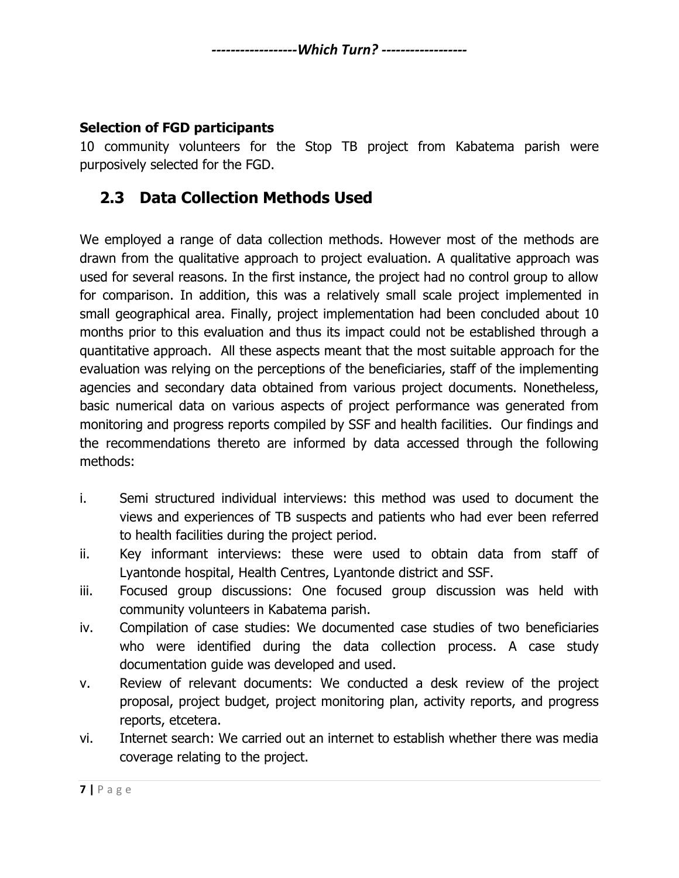**Selection of FGD participants**

10 community volunteers for the Stop TB project from Kabatema parish were purposively selected for the FGD.

## 2.3 Data Collection Methods Used

We employed a range of data collection methods. However most of the methods are drawn from the qualitative approach to project evaluation. A qualitative approach was used for several reasons. In the first instance, the project had no control group to allow for comparison. In addition, this was a relatively small scale project implemented in small geographical area. Finally, project implementation had been concluded about 10 months prior to this evaluation and thus its impact could not be established through a quantitative approach. All these aspects meant that the most suitable approach for the evaluation was relying on the perceptions of the beneficiaries, staff of the implementing agencies and secondary data obtained from various project documents. Nonetheless, basic numerical data on various aspects of project performance was generated from monitoring and progress reports compiled by SSF and health facilities. Our findings and the recommendations thereto are informed by data accessed through the following methods:

i. Semi structured individual interviews: this method was used to document the views and experiences of TB suspects and patients who had ever been referred to health facilities during the project period.
ii. Key informant interviews: these were used to obtain data from staff of Lyantonde hospital, Health Centres, Lyantonde district and SSF.
iii. Focused group discussions: One focused group discussion was held with community volunteers in Kabatema parish.
iv. Compilation of case studies: We documented case studies of two beneficiaries who were identified during the data collection process. A case study documentation guide was developed and used.
v. Review of relevant documents: We conducted a desk review of the project proposal, project budget, project monitoring plan, activity reports, and progress reports, etcetera.
vi. Internet search: We carried out an internet to establish whether there was media coverage relating to the project.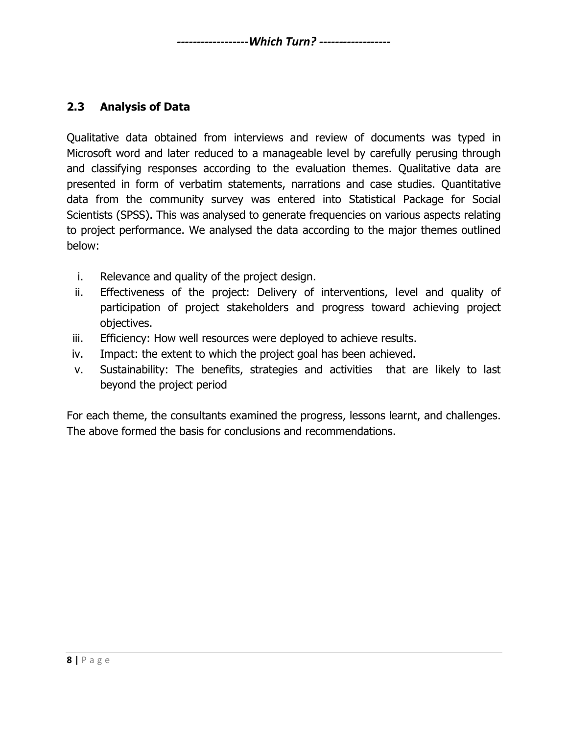## 2.3 Analysis of Data

Qualitative data obtained from interviews and review of documents was typed in Microsoft word and later reduced to a manageable level by carefully perusing through and classifying responses according to the evaluation themes. Qualitative data are presented in form of verbatim statements, narrations and case studies. Quantitative data from the community survey was entered into Statistical Package for Social Scientists (SPSS). This was analysed to generate frequencies on various aspects relating to project performance. We analysed the data according to the major themes outlined below:

i. Relevance and quality of the project design.
ii. Effectiveness of the project: Delivery of interventions, level and quality of participation of project stakeholders and progress toward achieving project objectives.
iii. Efficiency: How well resources were deployed to achieve results.
iv. Impact: the extent to which the project goal has been achieved.
v. Sustainability: The benefits, strategies and activities that are likely to last beyond the project period

For each theme, the consultants examined the progress, lessons learnt, and challenges. The above formed the basis for conclusions and recommendations.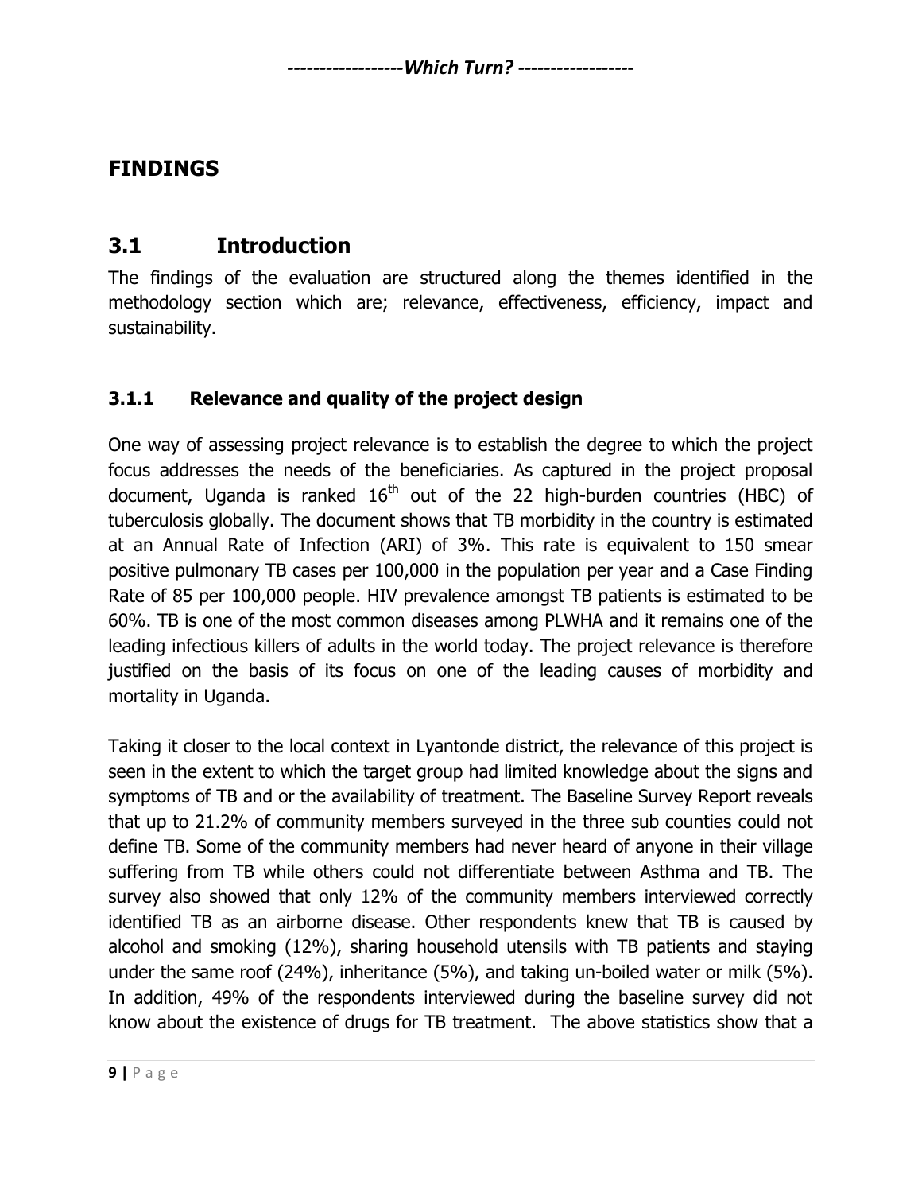# FINDINGS

## 3.1 Introduction

The findings of the evaluation are structured along the themes identified in the methodology section which are; relevance, effectiveness, efficiency, impact and sustainability.

### 3.1.1 Relevance and quality of the project design

One way of assessing project relevance is to establish the degree to which the project focus addresses the needs of the beneficiaries. As captured in the project proposal document, Uganda is ranked 16th out of the 22 high-burden countries (HBC) of tuberculosis globally. The document shows that TB morbidity in the country is estimated at an Annual Rate of Infection (ARI) of 3%. This rate is equivalent to 150 smear positive pulmonary TB cases per 100,000 in the population per year and a Case Finding Rate of 85 per 100,000 people. HIV prevalence amongst TB patients is estimated to be 60%. TB is one of the most common diseases among PLWHA and it remains one of the leading infectious killers of adults in the world today. The project relevance is therefore justified on the basis of its focus on one of the leading causes of morbidity and mortality in Uganda.

Taking it closer to the local context in Lyantonde district, the relevance of this project is seen in the extent to which the target group had limited knowledge about the signs and symptoms of TB and or the availability of treatment. The Baseline Survey Report reveals that up to 21.2% of community members surveyed in the three sub counties could not define TB. Some of the community members had never heard of anyone in their village suffering from TB while others could not differentiate between Asthma and TB. The survey also showed that only 12% of the community members interviewed correctly identified TB as an airborne disease. Other respondents knew that TB is caused by alcohol and smoking (12%), sharing household utensils with TB patients and staying under the same roof (24%), inheritance (5%), and taking un-boiled water or milk (5%). In addition, 49% of the respondents interviewed during the baseline survey did not know about the existence of drugs for TB treatment. The above statistics show that a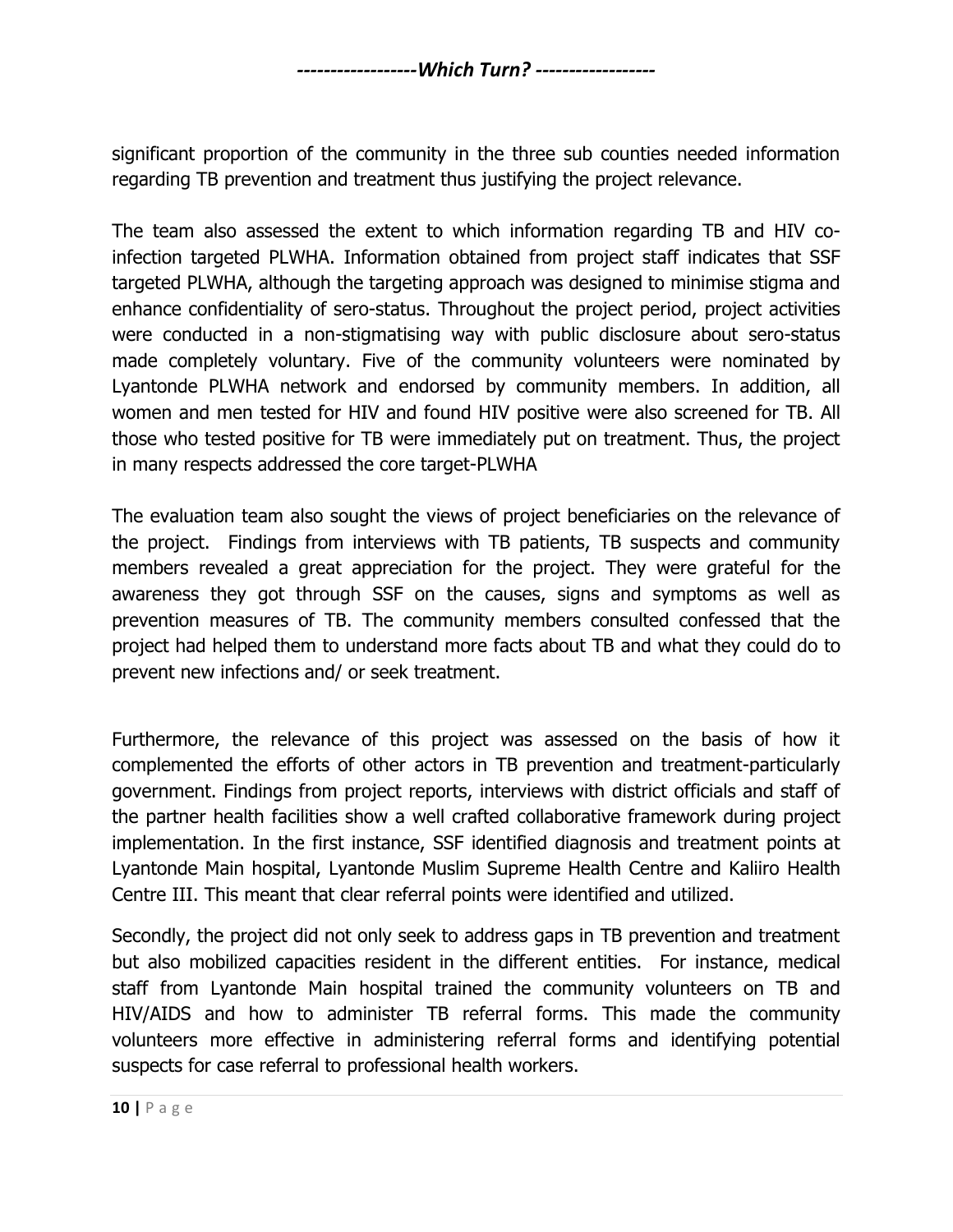significant proportion of the community in the three sub counties needed information regarding TB prevention and treatment thus justifying the project relevance.

The team also assessed the extent to which information regarding TB and HIV co-infection targeted PLWHA. Information obtained from project staff indicates that SSF targeted PLWHA, although the targeting approach was designed to minimise stigma and enhance confidentiality of sero-status. Throughout the project period, project activities were conducted in a non-stigmatising way with public disclosure about sero-status made completely voluntary. Five of the community volunteers were nominated by Lyantonde PLWHA network and endorsed by community members. In addition, all women and men tested for HIV and found HIV positive were also screened for TB. All those who tested positive for TB were immediately put on treatment. Thus, the project in many respects addressed the core target-PLWHA

The evaluation team also sought the views of project beneficiaries on the relevance of the project. Findings from interviews with TB patients, TB suspects and community members revealed a great appreciation for the project. They were grateful for the awareness they got through SSF on the causes, signs and symptoms as well as prevention measures of TB. The community members consulted confessed that the project had helped them to understand more facts about TB and what they could do to prevent new infections and/ or seek treatment.

Furthermore, the relevance of this project was assessed on the basis of how it complemented the efforts of other actors in TB prevention and treatment-particularly government. Findings from project reports, interviews with district officials and staff of the partner health facilities show a well crafted collaborative framework during project implementation. In the first instance, SSF identified diagnosis and treatment points at Lyantonde Main hospital, Lyantonde Muslim Supreme Health Centre and Kaliiro Health Centre III. This meant that clear referral points were identified and utilized.

Secondly, the project did not only seek to address gaps in TB prevention and treatment but also mobilized capacities resident in the different entities. For instance, medical staff from Lyantonde Main hospital trained the community volunteers on TB and HIV/AIDS and how to administer TB referral forms. This made the community volunteers more effective in administering referral forms and identifying potential suspects for case referral to professional health workers.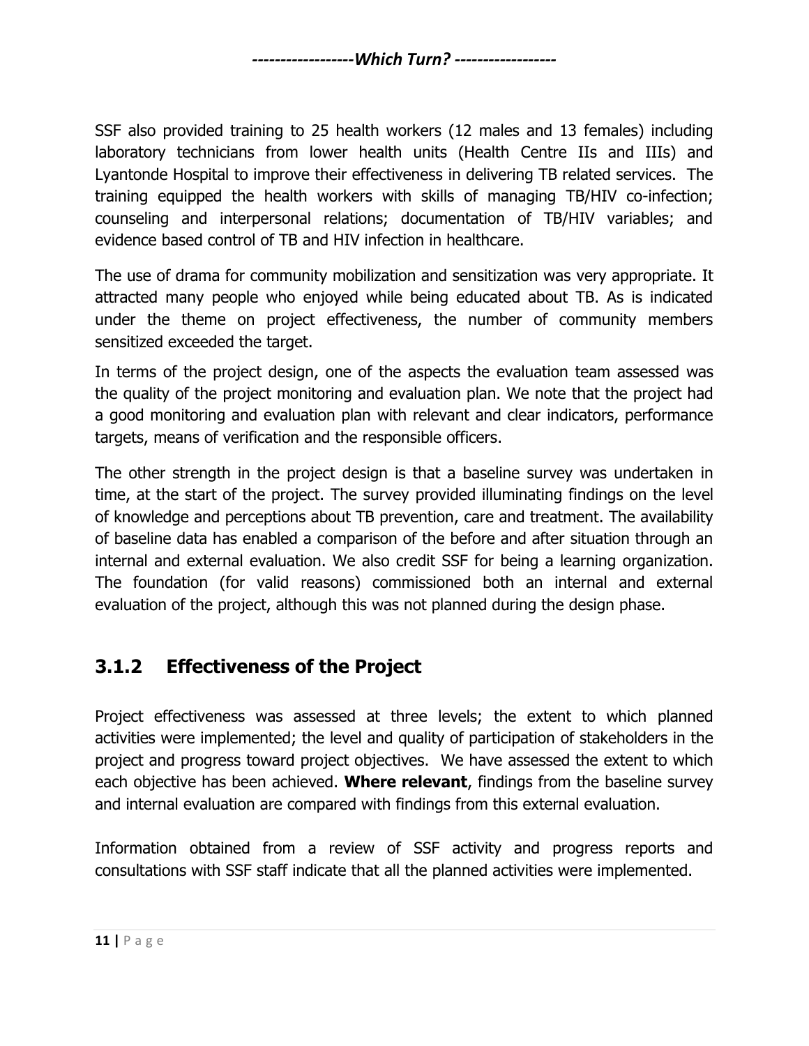SSF also provided training to 25 health workers (12 males and 13 females) including laboratory technicians from lower health units (Health Centre IIs and IIIs) and Lyantonde Hospital to improve their effectiveness in delivering TB related services. The training equipped the health workers with skills of managing TB/HIV co-infection; counseling and interpersonal relations; documentation of TB/HIV variables; and evidence based control of TB and HIV infection in healthcare.

The use of drama for community mobilization and sensitization was very appropriate. It attracted many people who enjoyed while being educated about TB. As is indicated under the theme on project effectiveness, the number of community members sensitized exceeded the target.

In terms of the project design, one of the aspects the evaluation team assessed was the quality of the project monitoring and evaluation plan. We note that the project had a good monitoring and evaluation plan with relevant and clear indicators, performance targets, means of verification and the responsible officers.

The other strength in the project design is that a baseline survey was undertaken in time, at the start of the project. The survey provided illuminating findings on the level of knowledge and perceptions about TB prevention, care and treatment. The availability of baseline data has enabled a comparison of the before and after situation through an internal and external evaluation. We also credit SSF for being a learning organization. The foundation (for valid reasons) commissioned both an internal and external evaluation of the project, although this was not planned during the design phase.

### 3.1.2 Effectiveness of the Project

Project effectiveness was assessed at three levels; the extent to which planned activities were implemented; the level and quality of participation of stakeholders in the project and progress toward project objectives. We have assessed the extent to which each objective has been achieved. **Where relevant**, findings from the baseline survey and internal evaluation are compared with findings from this external evaluation.

Information obtained from a review of SSF activity and progress reports and consultations with SSF staff indicate that all the planned activities were implemented.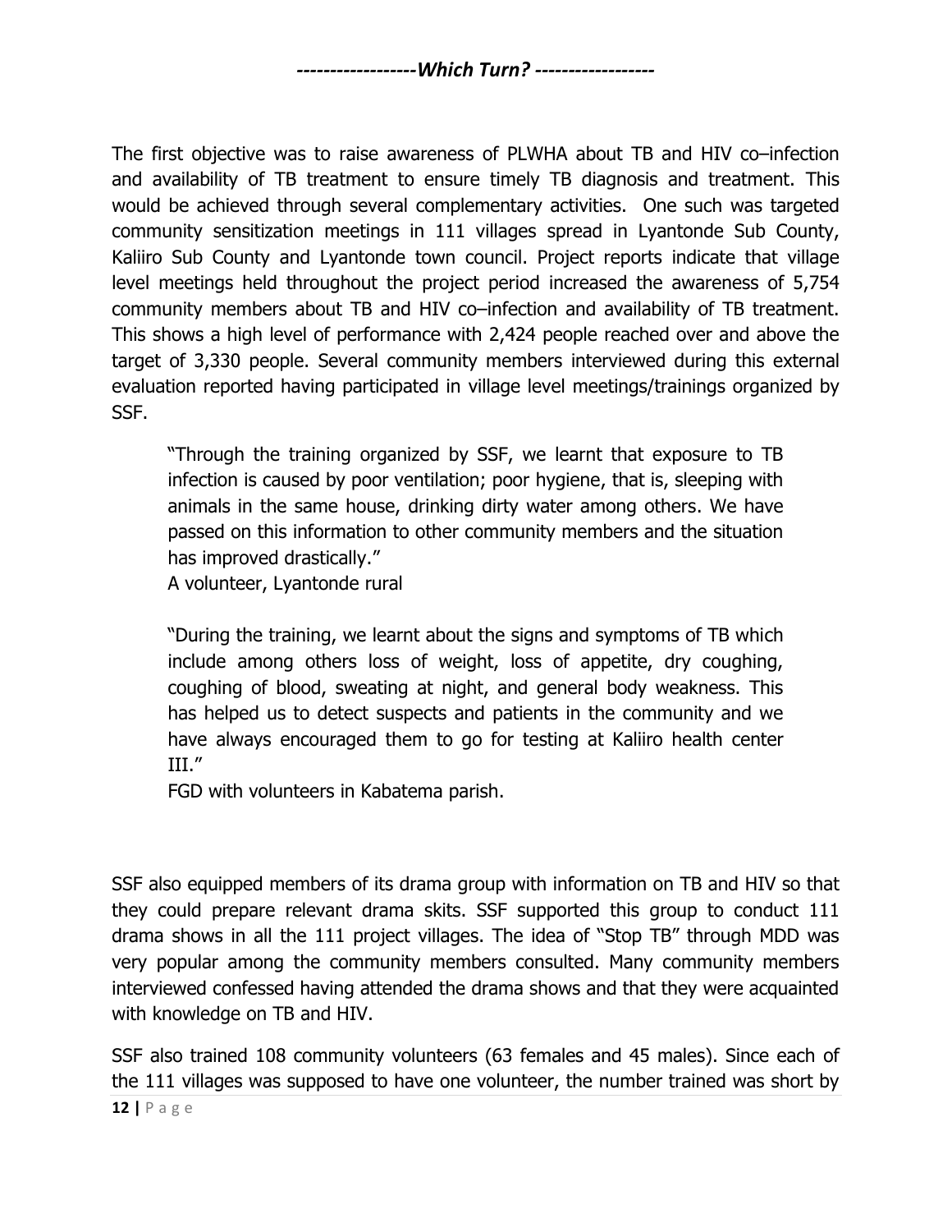The first objective was to raise awareness of PLWHA about TB and HIV co–infection and availability of TB treatment to ensure timely TB diagnosis and treatment. This would be achieved through several complementary activities. One such was targeted community sensitization meetings in 111 villages spread in Lyantonde Sub County, Kaliiro Sub County and Lyantonde town council. Project reports indicate that village level meetings held throughout the project period increased the awareness of 5,754 community members about TB and HIV co–infection and availability of TB treatment. This shows a high level of performance with 2,424 people reached over and above the target of 3,330 people. Several community members interviewed during this external evaluation reported having participated in village level meetings/trainings organized by SSF.

> "Through the training organized by SSF, we learnt that exposure to TB infection is caused by poor ventilation; poor hygiene, that is, sleeping with animals in the same house, drinking dirty water among others. We have passed on this information to other community members and the situation has improved drastically."
> A volunteer, Lyantonde rural

> "During the training, we learnt about the signs and symptoms of TB which include among others loss of weight, loss of appetite, dry coughing, coughing of blood, sweating at night, and general body weakness. This has helped us to detect suspects and patients in the community and we have always encouraged them to go for testing at Kaliiro health center III."
> FGD with volunteers in Kabatema parish.

SSF also equipped members of its drama group with information on TB and HIV so that they could prepare relevant drama skits. SSF supported this group to conduct 111 drama shows in all the 111 project villages. The idea of "Stop TB" through MDD was very popular among the community members consulted. Many community members interviewed confessed having attended the drama shows and that they were acquainted with knowledge on TB and HIV.

SSF also trained 108 community volunteers (63 females and 45 males). Since each of the 111 villages was supposed to have one volunteer, the number trained was short by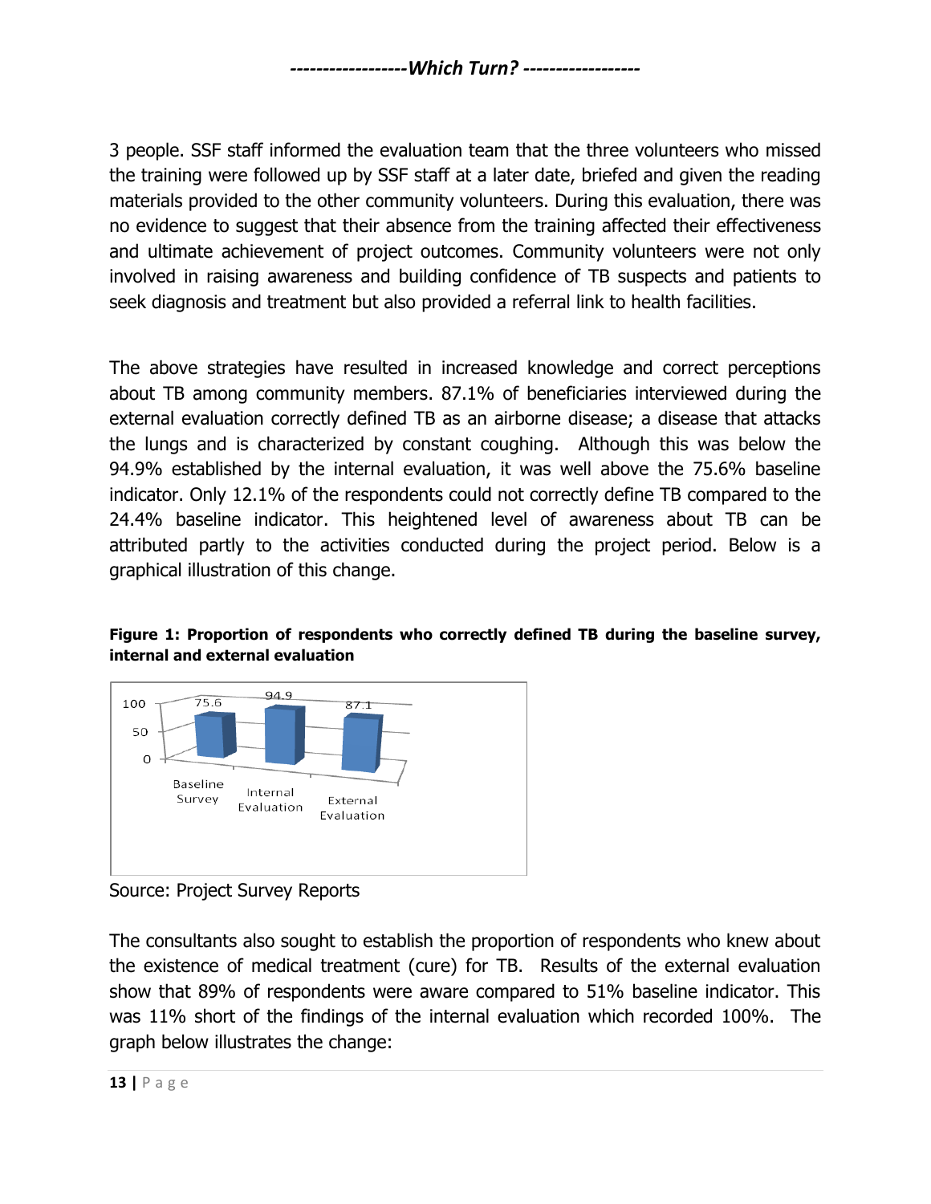3 people. SSF staff informed the evaluation team that the three volunteers who missed the training were followed up by SSF staff at a later date, briefed and given the reading materials provided to the other community volunteers. During this evaluation, there was no evidence to suggest that their absence from the training affected their effectiveness and ultimate achievement of project outcomes. Community volunteers were not only involved in raising awareness and building confidence of TB suspects and patients to seek diagnosis and treatment but also provided a referral link to health facilities.

The above strategies have resulted in increased knowledge and correct perceptions about TB among community members. 87.1% of beneficiaries interviewed during the external evaluation correctly defined TB as an airborne disease; a disease that attacks the lungs and is characterized by constant coughing. Although this was below the 94.9% established by the internal evaluation, it was well above the 75.6% baseline indicator. Only 12.1% of the respondents could not correctly define TB compared to the 24.4% baseline indicator. This heightened level of awareness about TB can be attributed partly to the activities conducted during the project period. Below is a graphical illustration of this change.

**Figure 1: Proportion of respondents who correctly defined TB during the baseline survey, internal and external evaluation**

| | Baseline Survey | Internal Evaluation | External Evaluation |
|---|---|---|---|
| Value | 75.6 | 94.9 | 87.1 |

Source: Project Survey Reports

The consultants also sought to establish the proportion of respondents who knew about the existence of medical treatment (cure) for TB. Results of the external evaluation show that 89% of respondents were aware compared to 51% baseline indicator. This was 11% short of the findings of the internal evaluation which recorded 100%. The graph below illustrates the change: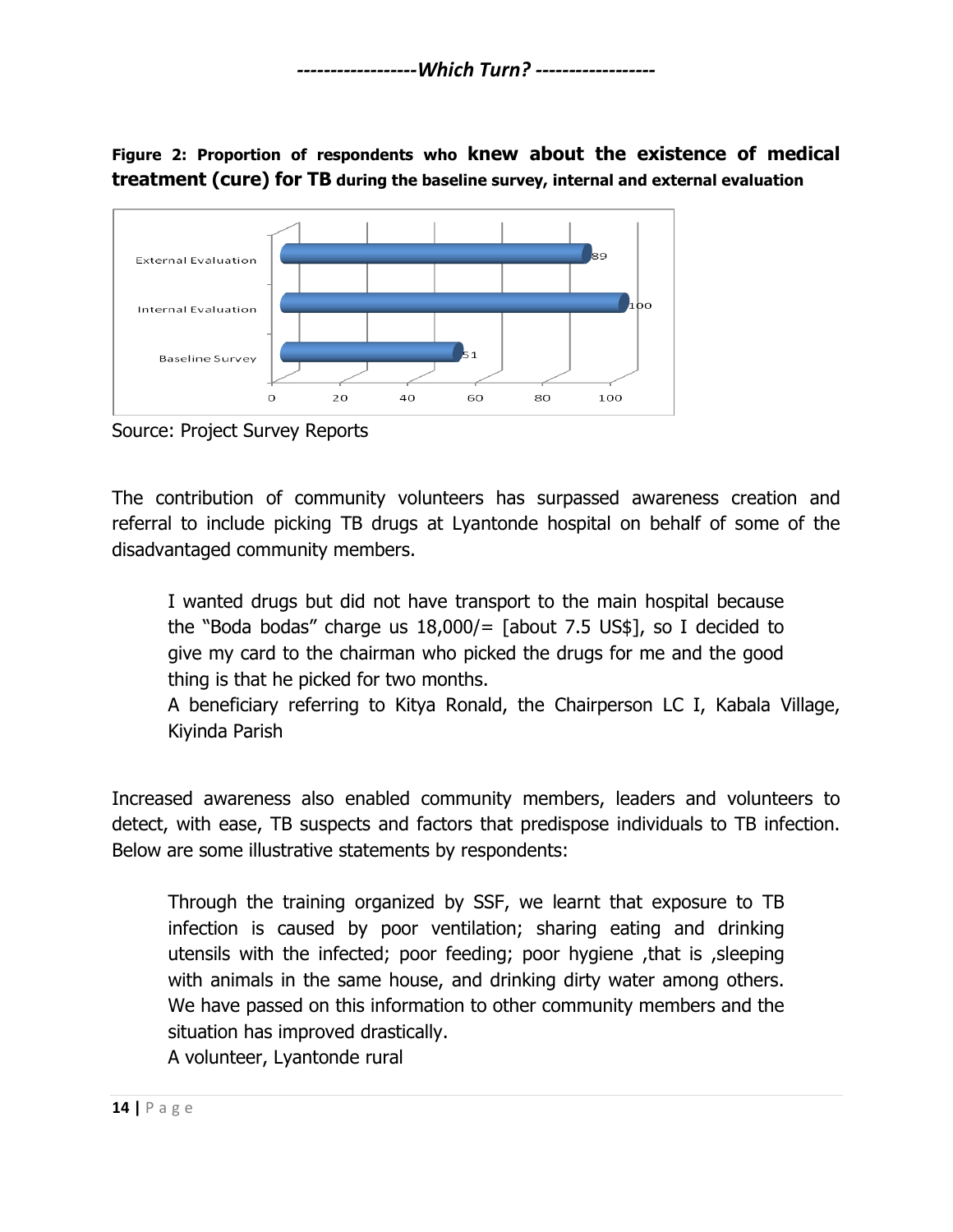**Figure 2: Proportion of respondents who knew about the existence of medical treatment (cure) for TB during the baseline survey, internal and external evaluation**

| | Percentage |
|---|---|
| External Evaluation | 89 |
| Internal Evaluation | 100 |
| Baseline Survey | 51 |

Source: Project Survey Reports

The contribution of community volunteers has surpassed awareness creation and referral to include picking TB drugs at Lyantonde hospital on behalf of some of the disadvantaged community members.

> I wanted drugs but did not have transport to the main hospital because the "Boda bodas" charge us 18,000/= [about 7.5 US$], so I decided to give my card to the chairman who picked the drugs for me and the good thing is that he picked for two months.
> A beneficiary referring to Kitya Ronald, the Chairperson LC I, Kabala Village, Kiyinda Parish

Increased awareness also enabled community members, leaders and volunteers to detect, with ease, TB suspects and factors that predispose individuals to TB infection. Below are some illustrative statements by respondents:

> Through the training organized by SSF, we learnt that exposure to TB infection is caused by poor ventilation; sharing eating and drinking utensils with the infected; poor feeding; poor hygiene ,that is ,sleeping with animals in the same house, and drinking dirty water among others. We have passed on this information to other community members and the situation has improved drastically.
> A volunteer, Lyantonde rural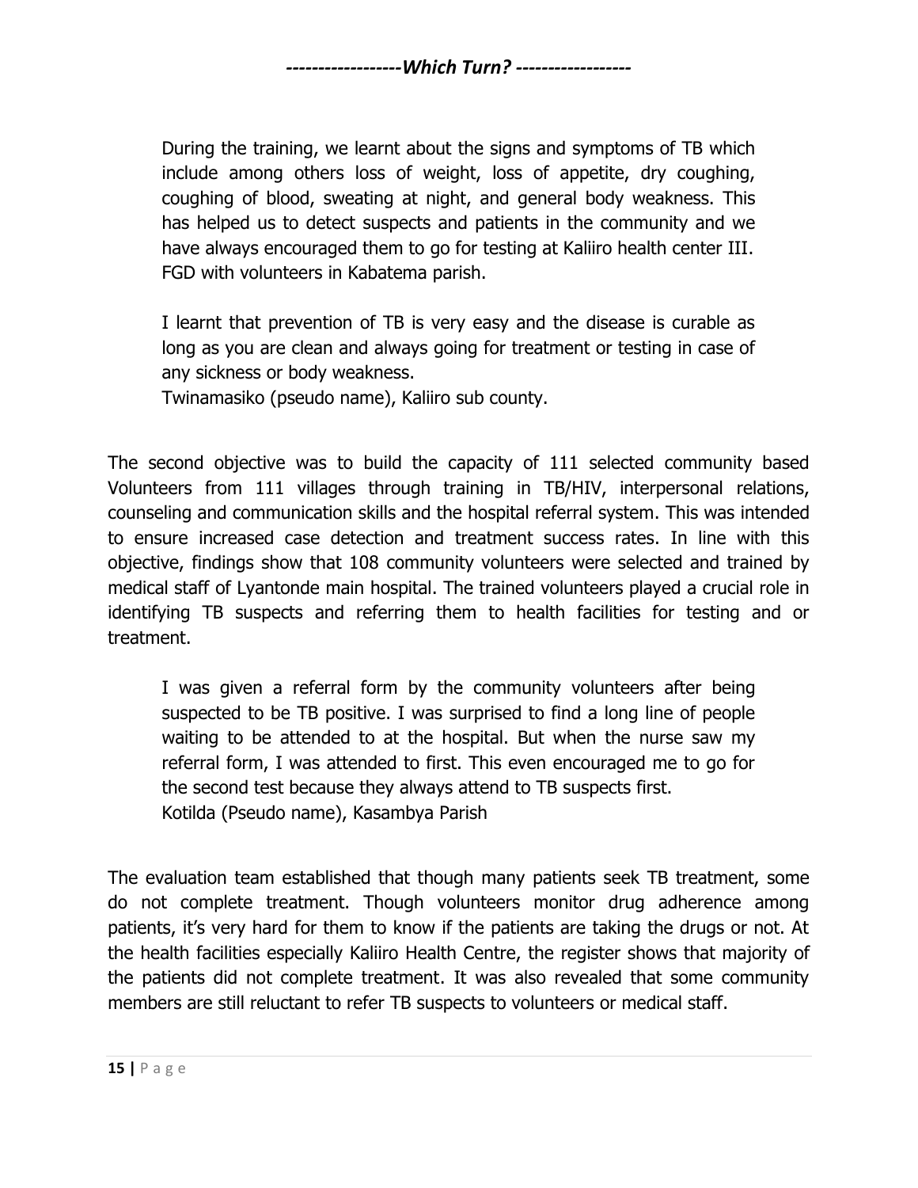> During the training, we learnt about the signs and symptoms of TB which include among others loss of weight, loss of appetite, dry coughing, coughing of blood, sweating at night, and general body weakness. This has helped us to detect suspects and patients in the community and we have always encouraged them to go for testing at Kaliiro health center III.
> FGD with volunteers in Kabatema parish.

> I learnt that prevention of TB is very easy and the disease is curable as long as you are clean and always going for treatment or testing in case of any sickness or body weakness.
> Twinamasiko (pseudo name), Kaliiro sub county.

The second objective was to build the capacity of 111 selected community based Volunteers from 111 villages through training in TB/HIV, interpersonal relations, counseling and communication skills and the hospital referral system. This was intended to ensure increased case detection and treatment success rates. In line with this objective, findings show that 108 community volunteers were selected and trained by medical staff of Lyantonde main hospital. The trained volunteers played a crucial role in identifying TB suspects and referring them to health facilities for testing and or treatment.

> I was given a referral form by the community volunteers after being suspected to be TB positive. I was surprised to find a long line of people waiting to be attended to at the hospital. But when the nurse saw my referral form, I was attended to first. This even encouraged me to go for the second test because they always attend to TB suspects first.
> Kotilda (Pseudo name), Kasambya Parish

The evaluation team established that though many patients seek TB treatment, some do not complete treatment. Though volunteers monitor drug adherence among patients, it's very hard for them to know if the patients are taking the drugs or not. At the health facilities especially Kaliiro Health Centre, the register shows that majority of the patients did not complete treatment. It was also revealed that some community members are still reluctant to refer TB suspects to volunteers or medical staff.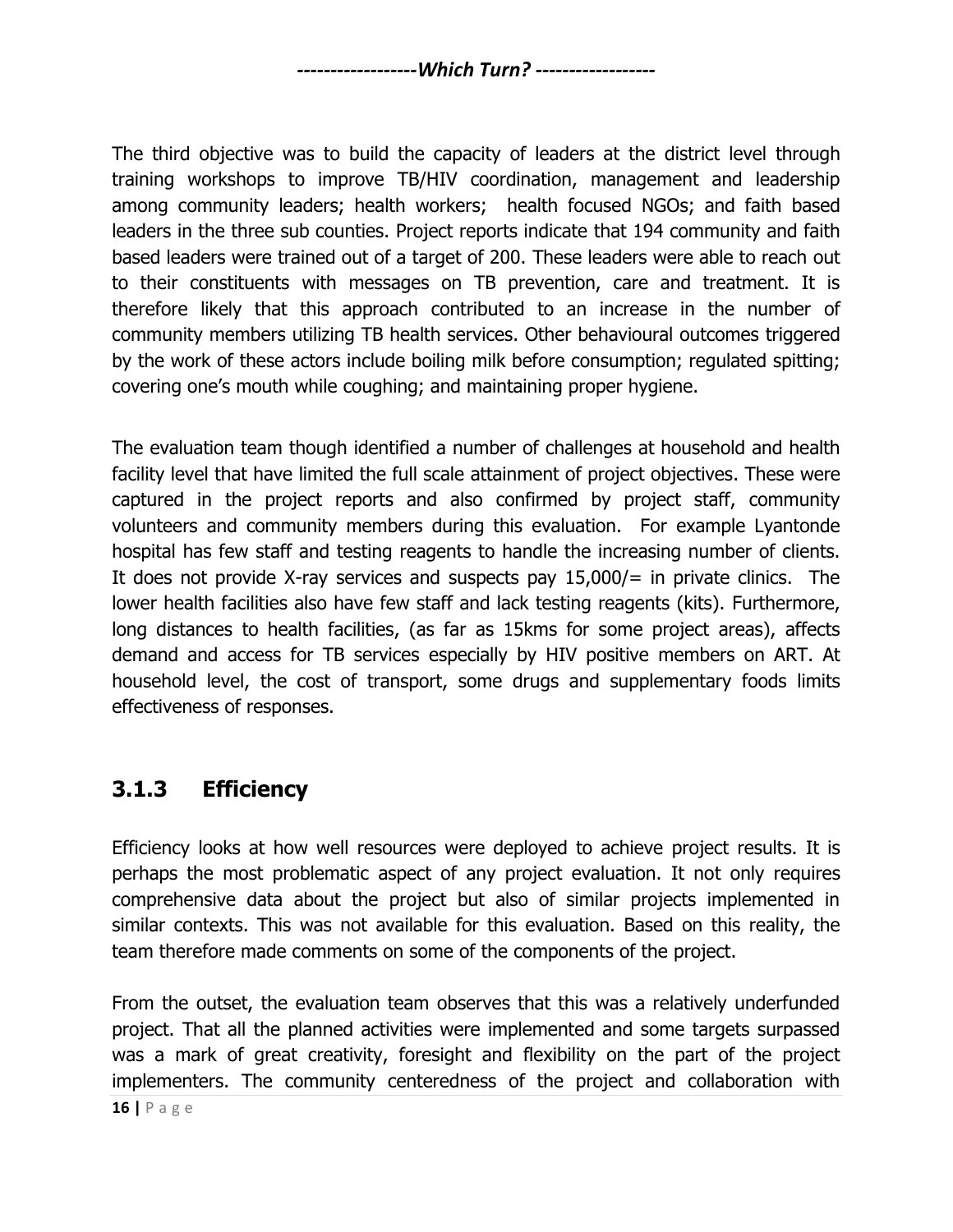The third objective was to build the capacity of leaders at the district level through training workshops to improve TB/HIV coordination, management and leadership among community leaders; health workers; health focused NGOs; and faith based leaders in the three sub counties. Project reports indicate that 194 community and faith based leaders were trained out of a target of 200. These leaders were able to reach out to their constituents with messages on TB prevention, care and treatment. It is therefore likely that this approach contributed to an increase in the number of community members utilizing TB health services. Other behavioural outcomes triggered by the work of these actors include boiling milk before consumption; regulated spitting; covering one's mouth while coughing; and maintaining proper hygiene.

The evaluation team though identified a number of challenges at household and health facility level that have limited the full scale attainment of project objectives. These were captured in the project reports and also confirmed by project staff, community volunteers and community members during this evaluation. For example Lyantonde hospital has few staff and testing reagents to handle the increasing number of clients. It does not provide X-ray services and suspects pay 15,000/= in private clinics. The lower health facilities also have few staff and lack testing reagents (kits). Furthermore, long distances to health facilities, (as far as 15kms for some project areas), affects demand and access for TB services especially by HIV positive members on ART. At household level, the cost of transport, some drugs and supplementary foods limits effectiveness of responses.

### 3.1.3 Efficiency

Efficiency looks at how well resources were deployed to achieve project results. It is perhaps the most problematic aspect of any project evaluation. It not only requires comprehensive data about the project but also of similar projects implemented in similar contexts. This was not available for this evaluation. Based on this reality, the team therefore made comments on some of the components of the project.

From the outset, the evaluation team observes that this was a relatively underfunded project. That all the planned activities were implemented and some targets surpassed was a mark of great creativity, foresight and flexibility on the part of the project implementers. The community centeredness of the project and collaboration with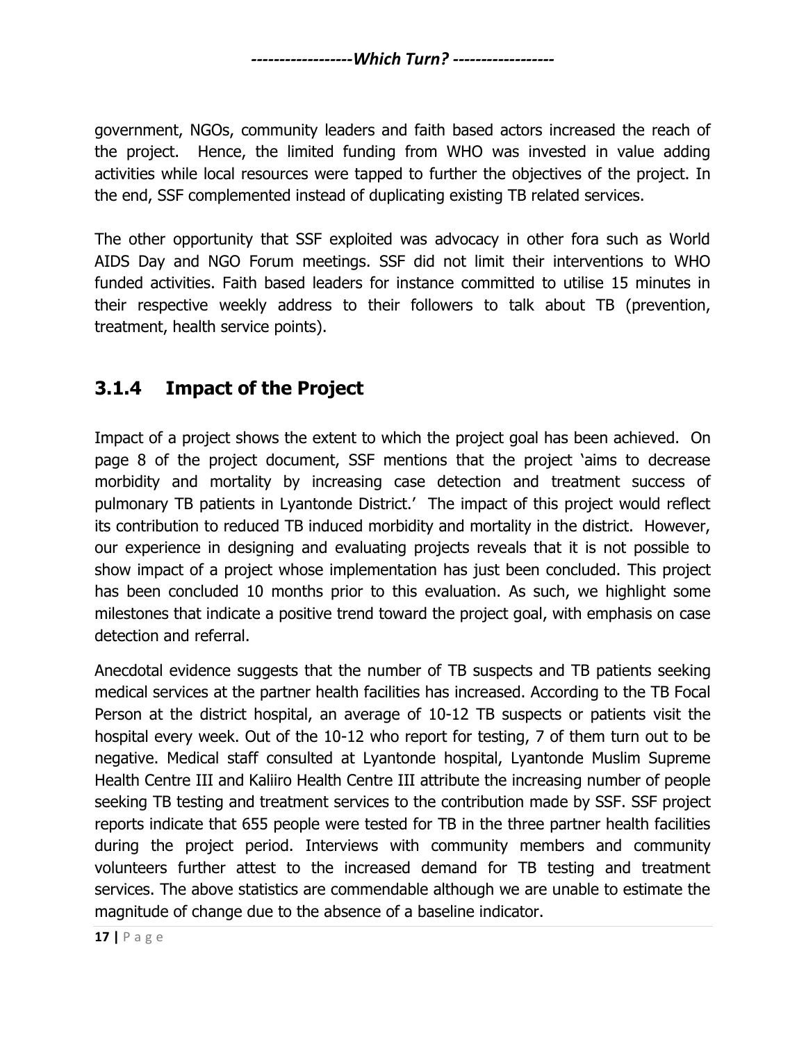government, NGOs, community leaders and faith based actors increased the reach of the project. Hence, the limited funding from WHO was invested in value adding activities while local resources were tapped to further the objectives of the project. In the end, SSF complemented instead of duplicating existing TB related services.

The other opportunity that SSF exploited was advocacy in other fora such as World AIDS Day and NGO Forum meetings. SSF did not limit their interventions to WHO funded activities. Faith based leaders for instance committed to utilise 15 minutes in their respective weekly address to their followers to talk about TB (prevention, treatment, health service points).

### 3.1.4 Impact of the Project

Impact of a project shows the extent to which the project goal has been achieved. On page 8 of the project document, SSF mentions that the project 'aims to decrease morbidity and mortality by increasing case detection and treatment success of pulmonary TB patients in Lyantonde District.' The impact of this project would reflect its contribution to reduced TB induced morbidity and mortality in the district. However, our experience in designing and evaluating projects reveals that it is not possible to show impact of a project whose implementation has just been concluded. This project has been concluded 10 months prior to this evaluation. As such, we highlight some milestones that indicate a positive trend toward the project goal, with emphasis on case detection and referral.

Anecdotal evidence suggests that the number of TB suspects and TB patients seeking medical services at the partner health facilities has increased. According to the TB Focal Person at the district hospital, an average of 10-12 TB suspects or patients visit the hospital every week. Out of the 10-12 who report for testing, 7 of them turn out to be negative. Medical staff consulted at Lyantonde hospital, Lyantonde Muslim Supreme Health Centre III and Kaliiro Health Centre III attribute the increasing number of people seeking TB testing and treatment services to the contribution made by SSF. SSF project reports indicate that 655 people were tested for TB in the three partner health facilities during the project period. Interviews with community members and community volunteers further attest to the increased demand for TB testing and treatment services. The above statistics are commendable although we are unable to estimate the magnitude of change due to the absence of a baseline indicator.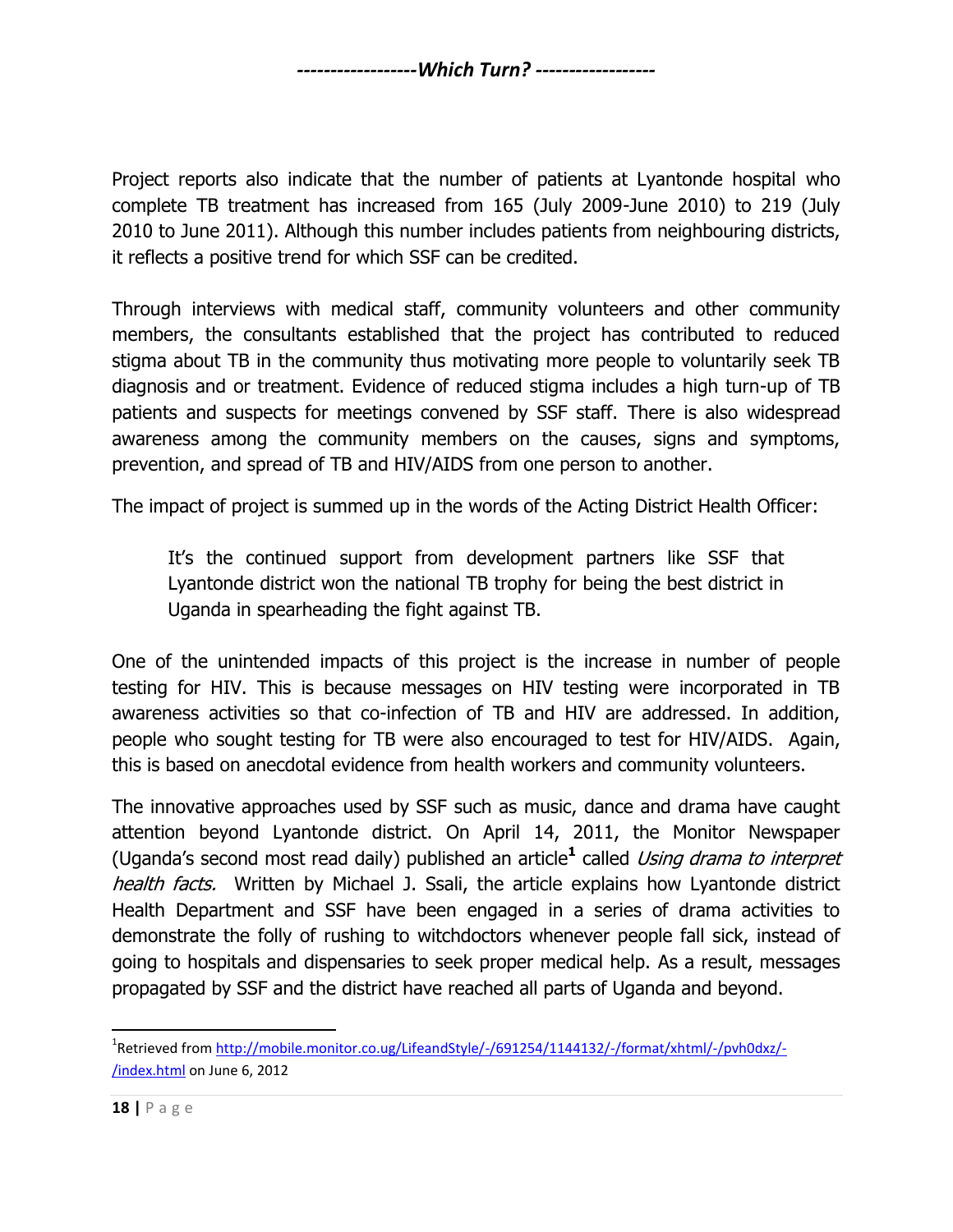Project reports also indicate that the number of patients at Lyantonde hospital who complete TB treatment has increased from 165 (July 2009-June 2010) to 219 (July 2010 to June 2011). Although this number includes patients from neighbouring districts, it reflects a positive trend for which SSF can be credited.

Through interviews with medical staff, community volunteers and other community members, the consultants established that the project has contributed to reduced stigma about TB in the community thus motivating more people to voluntarily seek TB diagnosis and or treatment. Evidence of reduced stigma includes a high turn-up of TB patients and suspects for meetings convened by SSF staff. There is also widespread awareness among the community members on the causes, signs and symptoms, prevention, and spread of TB and HIV/AIDS from one person to another.

The impact of project is summed up in the words of the Acting District Health Officer:

> It's the continued support from development partners like SSF that Lyantonde district won the national TB trophy for being the best district in Uganda in spearheading the fight against TB.

One of the unintended impacts of this project is the increase in number of people testing for HIV. This is because messages on HIV testing were incorporated in TB awareness activities so that co-infection of TB and HIV are addressed. In addition, people who sought testing for TB were also encouraged to test for HIV/AIDS. Again, this is based on anecdotal evidence from health workers and community volunteers.

The innovative approaches used by SSF such as music, dance and drama have caught attention beyond Lyantonde district. On April 14, 2011, the Monitor Newspaper (Uganda's second most read daily) published an article[1] called *Using drama to interpret health facts.* Written by Michael J. Ssali, the article explains how Lyantonde district Health Department and SSF have been engaged in a series of drama activities to demonstrate the folly of rushing to witchdoctors whenever people fall sick, instead of going to hospitals and dispensaries to seek proper medical help. As a result, messages propagated by SSF and the district have reached all parts of Uganda and beyond.

---

[1] Retrieved from http://mobile.monitor.co.ug/LifeandStyle/-/691254/1144132/-/format/xhtml/-/pvh0dxz/-/index.html on June 6, 2012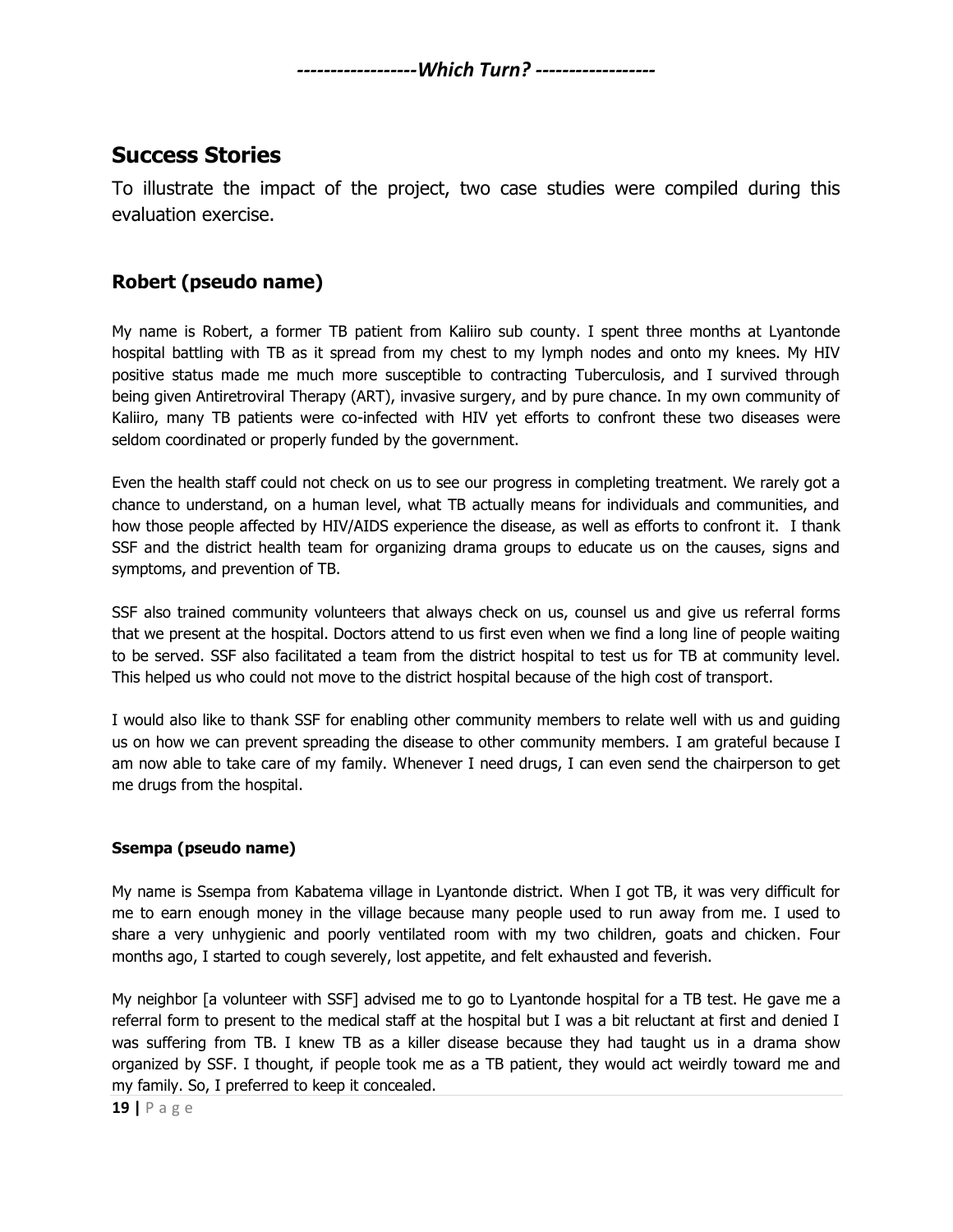## Success Stories

To illustrate the impact of the project, two case studies were compiled during this evaluation exercise.

### Robert (pseudo name)

My name is Robert, a former TB patient from Kaliiro sub county. I spent three months at Lyantonde hospital battling with TB as it spread from my chest to my lymph nodes and onto my knees. My HIV positive status made me much more susceptible to contracting Tuberculosis, and I survived through being given Antiretroviral Therapy (ART), invasive surgery, and by pure chance. In my own community of Kaliiro, many TB patients were co-infected with HIV yet efforts to confront these two diseases were seldom coordinated or properly funded by the government.

Even the health staff could not check on us to see our progress in completing treatment. We rarely got a chance to understand, on a human level, what TB actually means for individuals and communities, and how those people affected by HIV/AIDS experience the disease, as well as efforts to confront it. I thank SSF and the district health team for organizing drama groups to educate us on the causes, signs and symptoms, and prevention of TB.

SSF also trained community volunteers that always check on us, counsel us and give us referral forms that we present at the hospital. Doctors attend to us first even when we find a long line of people waiting to be served. SSF also facilitated a team from the district hospital to test us for TB at community level. This helped us who could not move to the district hospital because of the high cost of transport.

I would also like to thank SSF for enabling other community members to relate well with us and guiding us on how we can prevent spreading the disease to other community members. I am grateful because I am now able to take care of my family. Whenever I need drugs, I can even send the chairperson to get me drugs from the hospital.

#### Ssempa (pseudo name)

My name is Ssempa from Kabatema village in Lyantonde district. When I got TB, it was very difficult for me to earn enough money in the village because many people used to run away from me. I used to share a very unhygienic and poorly ventilated room with my two children, goats and chicken. Four months ago, I started to cough severely, lost appetite, and felt exhausted and feverish.

My neighbor [a volunteer with SSF] advised me to go to Lyantonde hospital for a TB test. He gave me a referral form to present to the medical staff at the hospital but I was a bit reluctant at first and denied I was suffering from TB. I knew TB as a killer disease because they had taught us in a drama show organized by SSF. I thought, if people took me as a TB patient, they would act weirdly toward me and my family. So, I preferred to keep it concealed.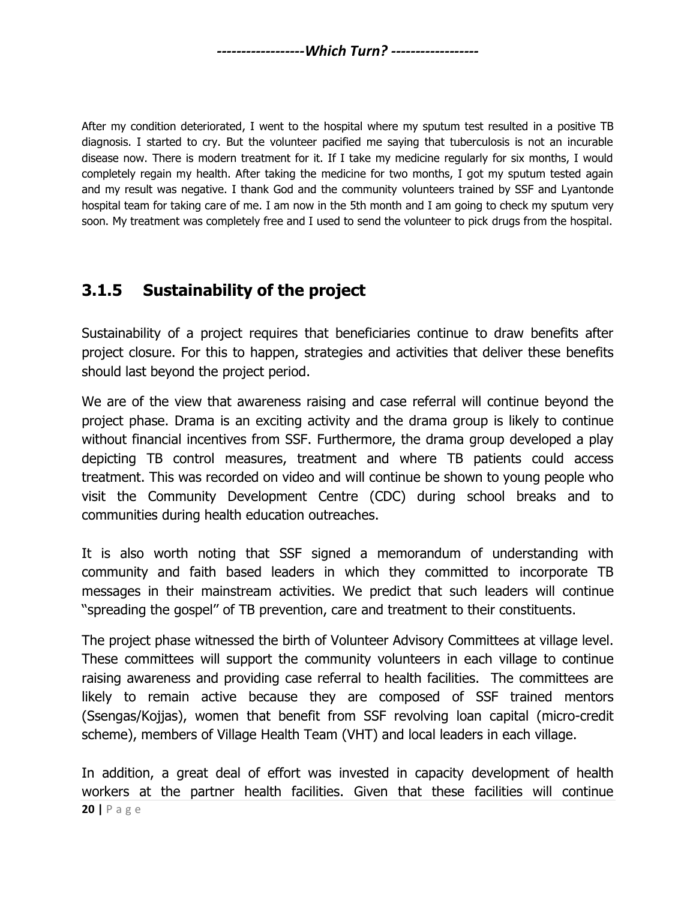After my condition deteriorated, I went to the hospital where my sputum test resulted in a positive TB diagnosis. I started to cry. But the volunteer pacified me saying that tuberculosis is not an incurable disease now. There is modern treatment for it. If I take my medicine regularly for six months, I would completely regain my health. After taking the medicine for two months, I got my sputum tested again and my result was negative. I thank God and the community volunteers trained by SSF and Lyantonde hospital team for taking care of me. I am now in the 5th month and I am going to check my sputum very soon. My treatment was completely free and I used to send the volunteer to pick drugs from the hospital.

### 3.1.5 Sustainability of the project

Sustainability of a project requires that beneficiaries continue to draw benefits after project closure. For this to happen, strategies and activities that deliver these benefits should last beyond the project period.

We are of the view that awareness raising and case referral will continue beyond the project phase. Drama is an exciting activity and the drama group is likely to continue without financial incentives from SSF. Furthermore, the drama group developed a play depicting TB control measures, treatment and where TB patients could access treatment. This was recorded on video and will continue be shown to young people who visit the Community Development Centre (CDC) during school breaks and to communities during health education outreaches.

It is also worth noting that SSF signed a memorandum of understanding with community and faith based leaders in which they committed to incorporate TB messages in their mainstream activities. We predict that such leaders will continue "spreading the gospel" of TB prevention, care and treatment to their constituents.

The project phase witnessed the birth of Volunteer Advisory Committees at village level. These committees will support the community volunteers in each village to continue raising awareness and providing case referral to health facilities. The committees are likely to remain active because they are composed of SSF trained mentors (Ssengas/Kojjas), women that benefit from SSF revolving loan capital (micro-credit scheme), members of Village Health Team (VHT) and local leaders in each village.

In addition, a great deal of effort was invested in capacity development of health workers at the partner health facilities. Given that these facilities will continue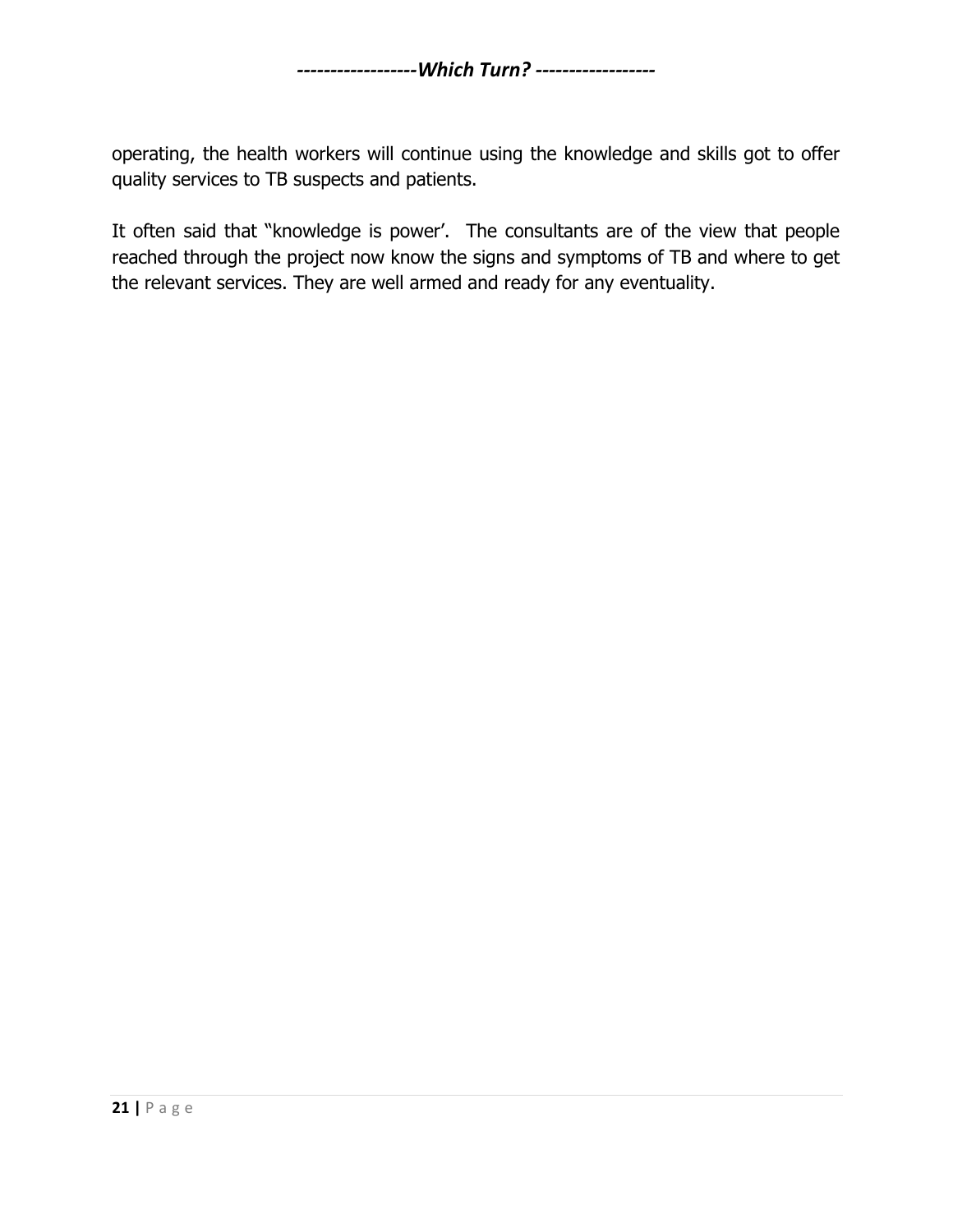operating, the health workers will continue using the knowledge and skills got to offer quality services to TB suspects and patients.

It often said that "knowledge is power'. The consultants are of the view that people reached through the project now know the signs and symptoms of TB and where to get the relevant services. They are well armed and ready for any eventuality.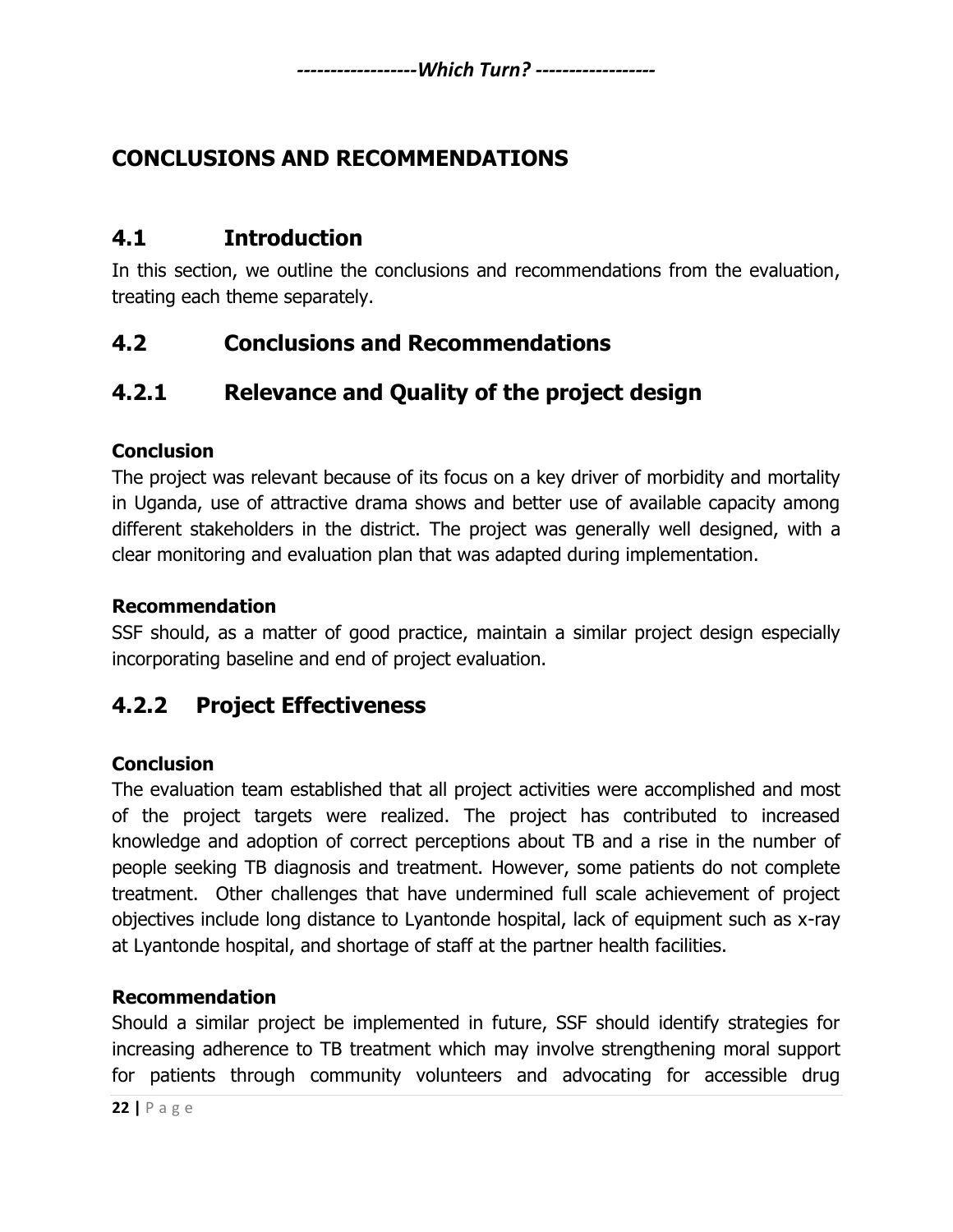# CONCLUSIONS AND RECOMMENDATIONS

## 4.1 Introduction

In this section, we outline the conclusions and recommendations from the evaluation, treating each theme separately.

## 4.2 Conclusions and Recommendations

### 4.2.1 Relevance and Quality of the project design

**Conclusion**

The project was relevant because of its focus on a key driver of morbidity and mortality in Uganda, use of attractive drama shows and better use of available capacity among different stakeholders in the district. The project was generally well designed, with a clear monitoring and evaluation plan that was adapted during implementation.

**Recommendation**

SSF should, as a matter of good practice, maintain a similar project design especially incorporating baseline and end of project evaluation.

### 4.2.2 Project Effectiveness

**Conclusion**

The evaluation team established that all project activities were accomplished and most of the project targets were realized. The project has contributed to increased knowledge and adoption of correct perceptions about TB and a rise in the number of people seeking TB diagnosis and treatment. However, some patients do not complete treatment. Other challenges that have undermined full scale achievement of project objectives include long distance to Lyantonde hospital, lack of equipment such as x-ray at Lyantonde hospital, and shortage of staff at the partner health facilities.

**Recommendation**

Should a similar project be implemented in future, SSF should identify strategies for increasing adherence to TB treatment which may involve strengthening moral support for patients through community volunteers and advocating for accessible drug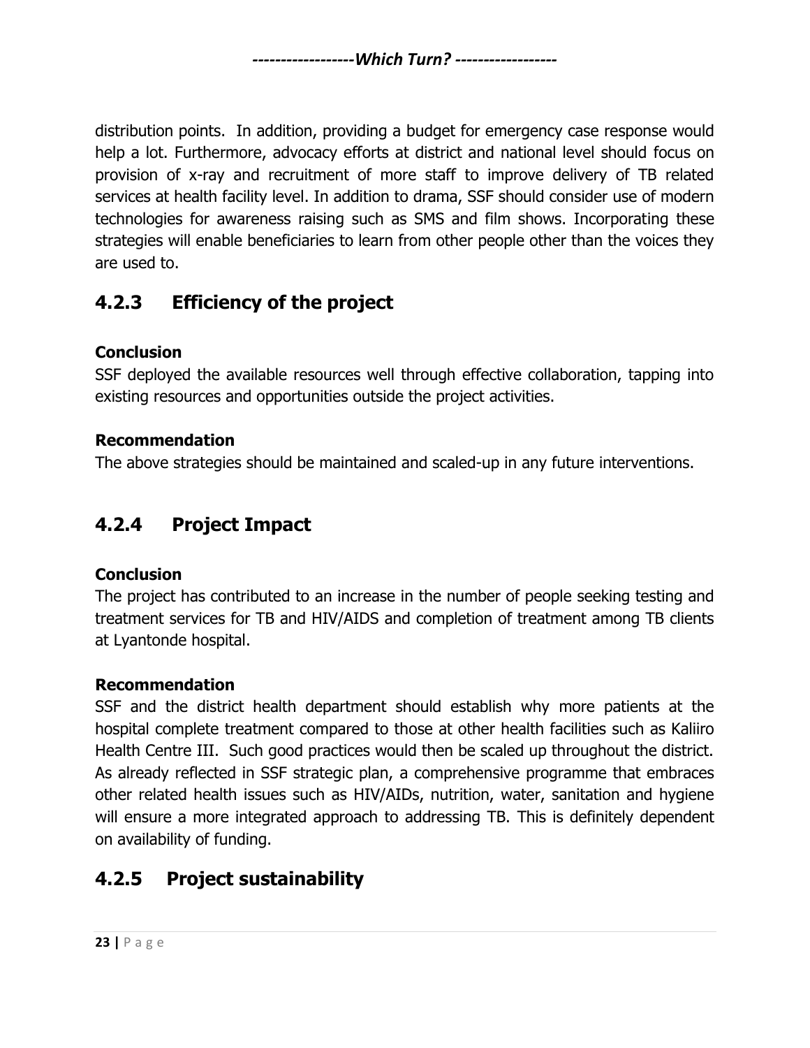distribution points. In addition, providing a budget for emergency case response would help a lot. Furthermore, advocacy efforts at district and national level should focus on provision of x-ray and recruitment of more staff to improve delivery of TB related services at health facility level. In addition to drama, SSF should consider use of modern technologies for awareness raising such as SMS and film shows. Incorporating these strategies will enable beneficiaries to learn from other people other than the voices they are used to.

### 4.2.3 Efficiency of the project

**Conclusion**
SSF deployed the available resources well through effective collaboration, tapping into existing resources and opportunities outside the project activities.

**Recommendation**
The above strategies should be maintained and scaled-up in any future interventions.

### 4.2.4 Project Impact

**Conclusion**
The project has contributed to an increase in the number of people seeking testing and treatment services for TB and HIV/AIDS and completion of treatment among TB clients at Lyantonde hospital.

**Recommendation**
SSF and the district health department should establish why more patients at the hospital complete treatment compared to those at other health facilities such as Kaliiro Health Centre III. Such good practices would then be scaled up throughout the district. As already reflected in SSF strategic plan, a comprehensive programme that embraces other related health issues such as HIV/AIDs, nutrition, water, sanitation and hygiene will ensure a more integrated approach to addressing TB. This is definitely dependent on availability of funding.

### 4.2.5 Project sustainability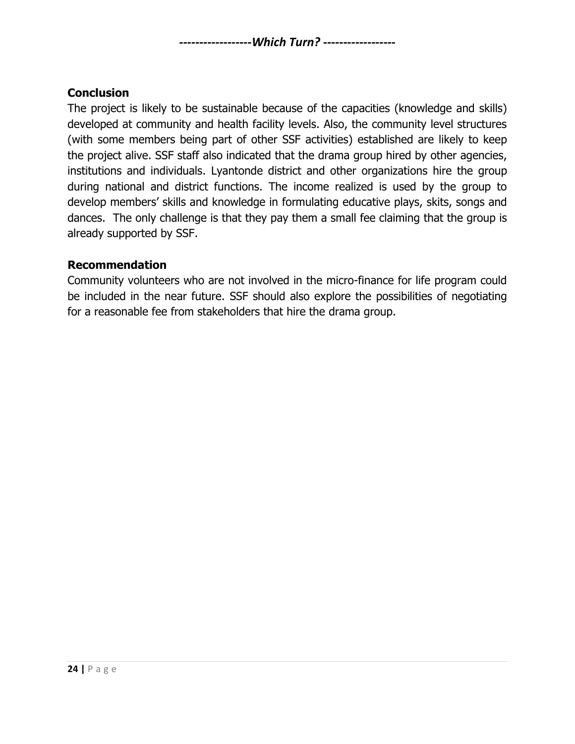**Conclusion**

The project is likely to be sustainable because of the capacities (knowledge and skills) developed at community and health facility levels. Also, the community level structures (with some members being part of other SSF activities) established are likely to keep the project alive. SSF staff also indicated that the drama group hired by other agencies, institutions and individuals. Lyantonde district and other organizations hire the group during national and district functions. The income realized is used by the group to develop members' skills and knowledge in formulating educative plays, skits, songs and dances. The only challenge is that they pay them a small fee claiming that the group is already supported by SSF.

**Recommendation**

Community volunteers who are not involved in the micro-finance for life program could be included in the near future. SSF should also explore the possibilities of negotiating for a reasonable fee from stakeholders that hire the drama group.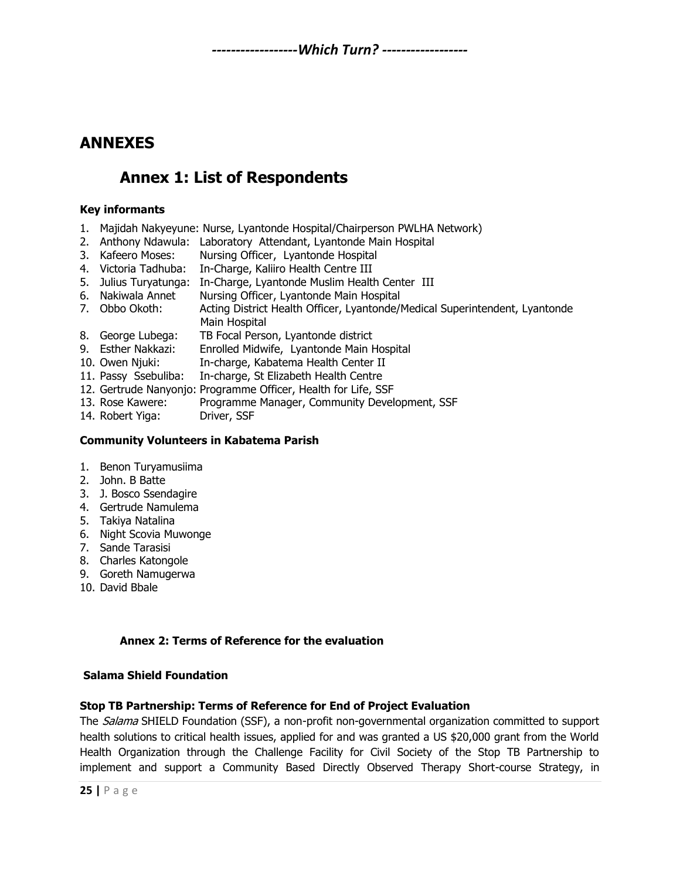# ANNEXES

## Annex 1: List of Respondents

**Key informants**

1. Majidah Nakyeyune: Nurse, Lyantonde Hospital/Chairperson PWLHA Network)
2. Anthony Ndawula: Laboratory Attendant, Lyantonde Main Hospital
3. Kafeero Moses: Nursing Officer, Lyantonde Hospital
4. Victoria Tadhuba: In-Charge, Kaliiro Health Centre III
5. Julius Turyatunga: In-Charge, Lyantonde Muslim Health Center III
6. Nakiwala Annet Nursing Officer, Lyantonde Main Hospital
7. Obbo Okoth: Acting District Health Officer, Lyantonde/Medical Superintendent, Lyantonde Main Hospital
8. George Lubega: TB Focal Person, Lyantonde district
9. Esther Nakkazi: Enrolled Midwife, Lyantonde Main Hospital
10. Owen Njuki: In-charge, Kabatema Health Center II
11. Passy Ssebuliba: In-charge, St Elizabeth Health Centre
12. Gertrude Nanyonjo: Programme Officer, Health for Life, SSF
13. Rose Kawere: Programme Manager, Community Development, SSF
14. Robert Yiga: Driver, SSF

**Community Volunteers in Kabatema Parish**

1. Benon Turyamusiima
2. John. B Batte
3. J. Bosco Ssendagire
4. Gertrude Namulema
5. Takiya Natalina
6. Night Scovia Muwonge
7. Sande Tarasisi
8. Charles Katongole
9. Goreth Namugerwa
10. David Bbale

### Annex 2: Terms of Reference for the evaluation

**Salama Shield Foundation**

**Stop TB Partnership: Terms of Reference for End of Project Evaluation**

The *Salama* SHIELD Foundation (SSF), a non-profit non-governmental organization committed to support health solutions to critical health issues, applied for and was granted a US $20,000 grant from the World Health Organization through the Challenge Facility for Civil Society of the Stop TB Partnership to implement and support a Community Based Directly Observed Therapy Short-course Strategy, in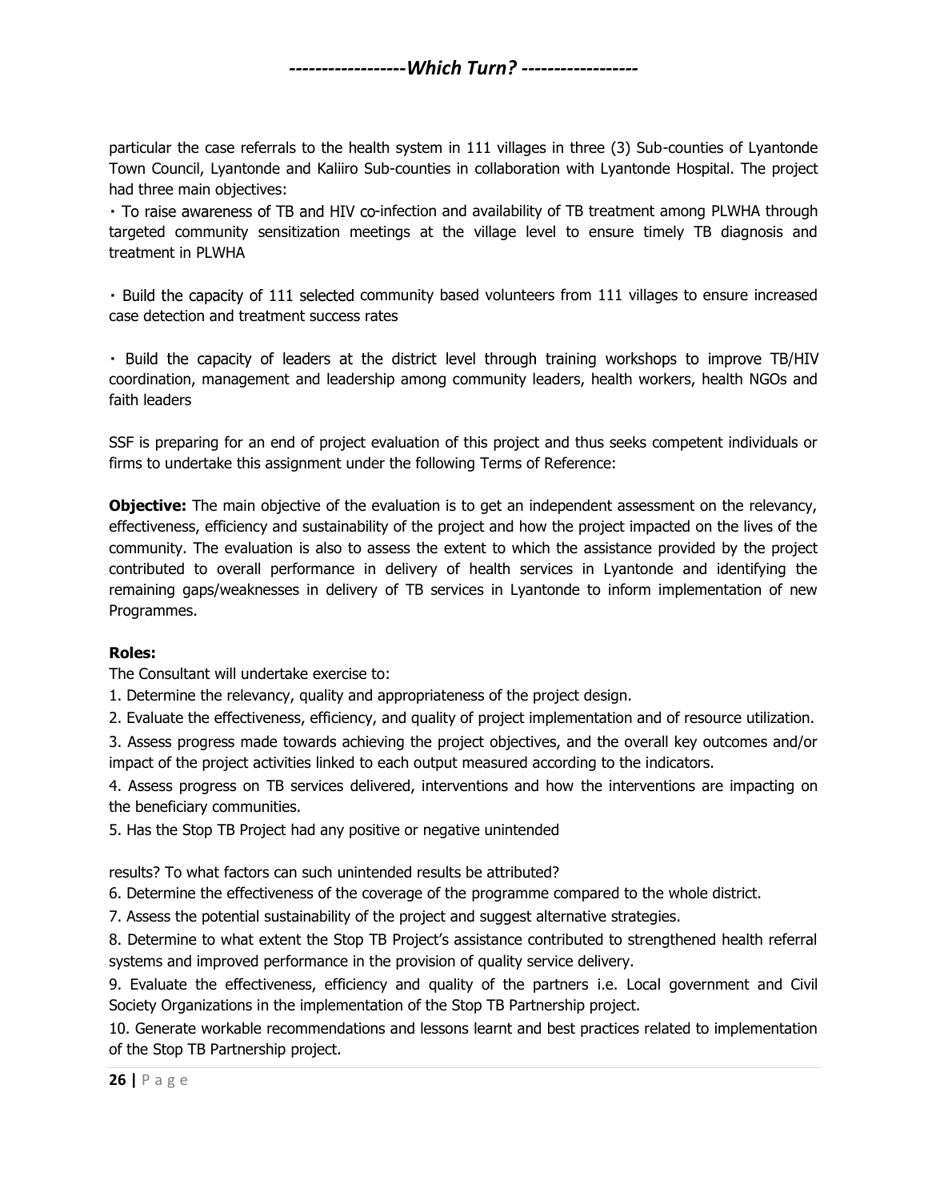particular the case referrals to the health system in 111 villages in three (3) Sub-counties of Lyantonde Town Council, Lyantonde and Kaliiro Sub-counties in collaboration with Lyantonde Hospital. The project had three main objectives:

- To raise awareness of TB and HIV co-infection and availability of TB treatment among PLWHA through targeted community sensitization meetings at the village level to ensure timely TB diagnosis and treatment in PLWHA

- Build the capacity of 111 selected community based volunteers from 111 villages to ensure increased case detection and treatment success rates

- Build the capacity of leaders at the district level through training workshops to improve TB/HIV coordination, management and leadership among community leaders, health workers, health NGOs and faith leaders

SSF is preparing for an end of project evaluation of this project and thus seeks competent individuals or firms to undertake this assignment under the following Terms of Reference:

**Objective:** The main objective of the evaluation is to get an independent assessment on the relevancy, effectiveness, efficiency and sustainability of the project and how the project impacted on the lives of the community. The evaluation is also to assess the extent to which the assistance provided by the project contributed to overall performance in delivery of health services in Lyantonde and identifying the remaining gaps/weaknesses in delivery of TB services in Lyantonde to inform implementation of new Programmes.

**Roles:**

The Consultant will undertake exercise to:

1. Determine the relevancy, quality and appropriateness of the project design.
2. Evaluate the effectiveness, efficiency, and quality of project implementation and of resource utilization.
3. Assess progress made towards achieving the project objectives, and the overall key outcomes and/or impact of the project activities linked to each output measured according to the indicators.
4. Assess progress on TB services delivered, interventions and how the interventions are impacting on the beneficiary communities.
5. Has the Stop TB Project had any positive or negative unintended results? To what factors can such unintended results be attributed?
6. Determine the effectiveness of the coverage of the programme compared to the whole district.
7. Assess the potential sustainability of the project and suggest alternative strategies.
8. Determine to what extent the Stop TB Project's assistance contributed to strengthened health referral systems and improved performance in the provision of quality service delivery.
9. Evaluate the effectiveness, efficiency and quality of the partners i.e. Local government and Civil Society Organizations in the implementation of the Stop TB Partnership project.
10. Generate workable recommendations and lessons learnt and best practices related to implementation of the Stop TB Partnership project.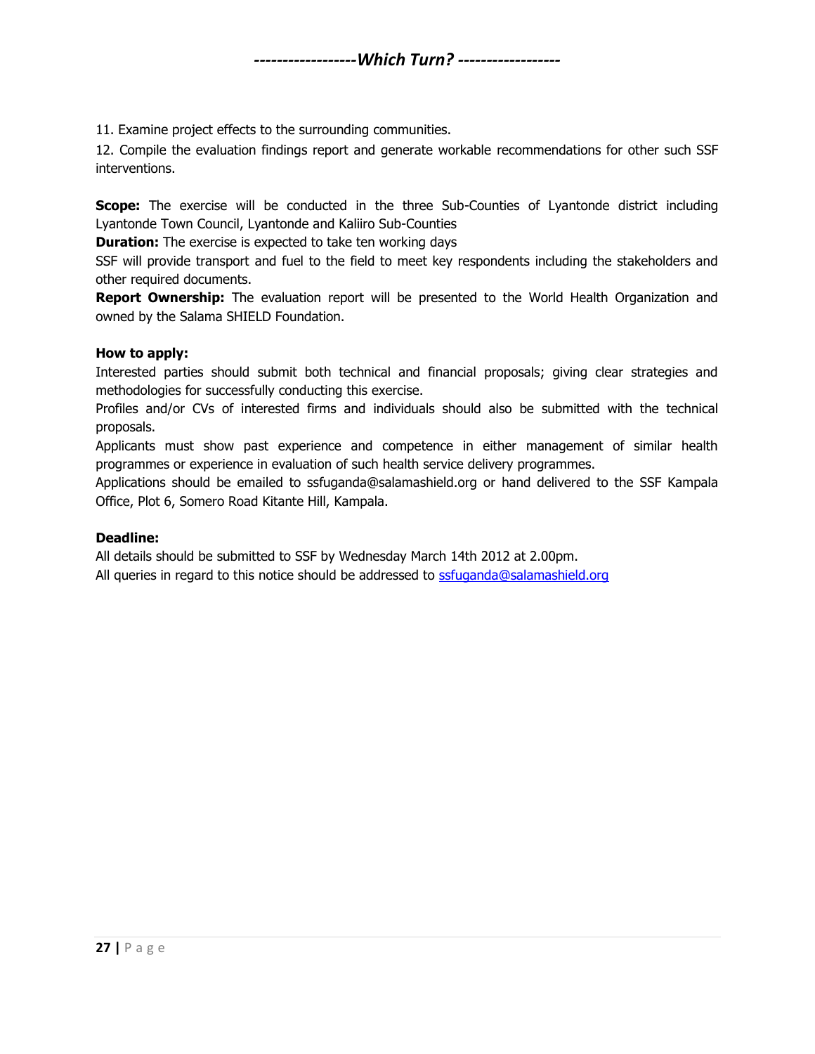11. Examine project effects to the surrounding communities.

12. Compile the evaluation findings report and generate workable recommendations for other such SSF interventions.

**Scope:** The exercise will be conducted in the three Sub-Counties of Lyantonde district including Lyantonde Town Council, Lyantonde and Kaliiro Sub-Counties

**Duration:** The exercise is expected to take ten working days

SSF will provide transport and fuel to the field to meet key respondents including the stakeholders and other required documents.

**Report Ownership:** The evaluation report will be presented to the World Health Organization and owned by the Salama SHIELD Foundation.

**How to apply:**

Interested parties should submit both technical and financial proposals; giving clear strategies and methodologies for successfully conducting this exercise.

Profiles and/or CVs of interested firms and individuals should also be submitted with the technical proposals.

Applicants must show past experience and competence in either management of similar health programmes or experience in evaluation of such health service delivery programmes.

Applications should be emailed to ssfuganda@salamashield.org or hand delivered to the SSF Kampala Office, Plot 6, Somero Road Kitante Hill, Kampala.

**Deadline:**

All details should be submitted to SSF by Wednesday March 14th 2012 at 2.00pm.

All queries in regard to this notice should be addressed to ssfuganda@salamashield.org